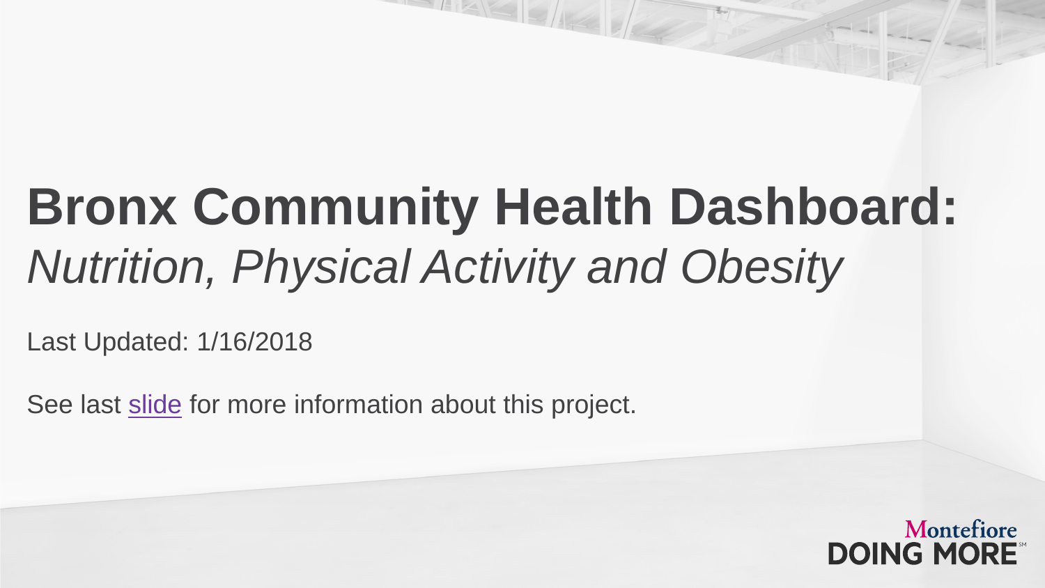# Bronx Community Health Dashboard:
## *Nutrition, Physical Activity and Obesity*

Last Updated: 1/16/2018

See last slide for more information about this project.

Montefiore
DOING MORE℠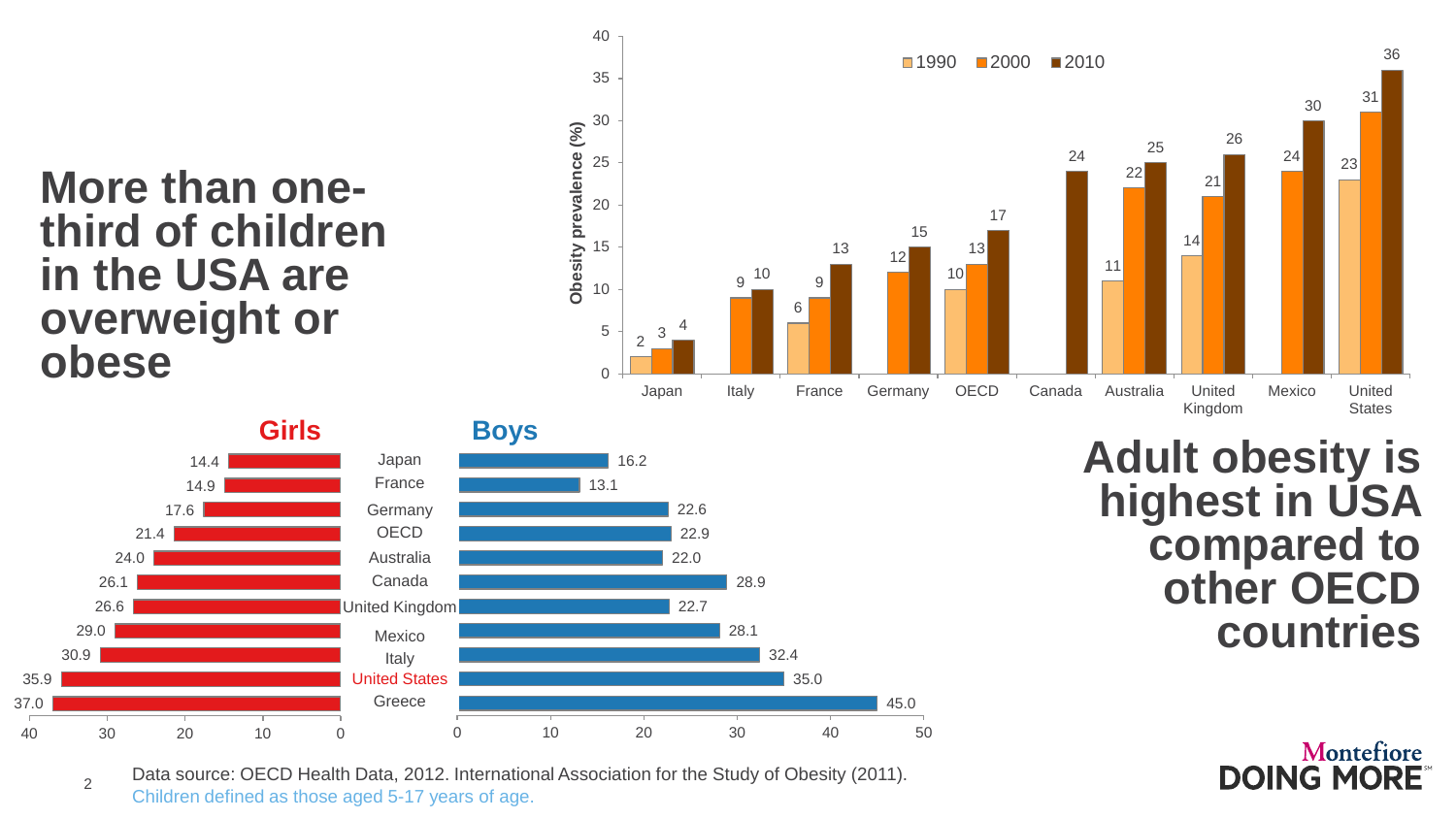# More than one-third of children in the USA are overweight or obese

| | Girls | Boys |
|---|---|---|
| Japan | 14.4 | 16.2 |
| France | 14.9 | 13.1 |
| Germany | 17.6 | 22.6 |
| OECD | 21.4 | 22.9 |
| Australia | 24.0 | 22.0 |
| Canada | 26.1 | 28.9 |
| United Kingdom | 26.6 | 22.7 |
| Mexico | 29.0 | 28.1 |
| Italy | 30.9 | 32.4 |
| United States | 35.9 | 35.0 |
| Greece | 37.0 | 45.0 |

# Adult obesity is highest in USA compared to other OECD countries

Obesity prevalence (%)

| | 1990 | 2000 | 2010 |
|---|---|---|---|
| Japan | 2 | 3 | 4 |
| Italy | | 9 | 10 |
| France | 6 | 9 | 13 |
| Germany | | 12 | 15 |
| OECD | 10 | 13 | 17 |
| Canada | | | 24 |
| Australia | 11 | 22 | 25 |
| United Kingdom | 14 | 21 | 26 |
| Mexico | | 24 | 30 |
| United States | 23 | 31 | 36 |

Data source: OECD Health Data, 2012. International Association for the Study of Obesity (2011).
Children defined as those aged 5-17 years of age.

Montefiore DOING MORE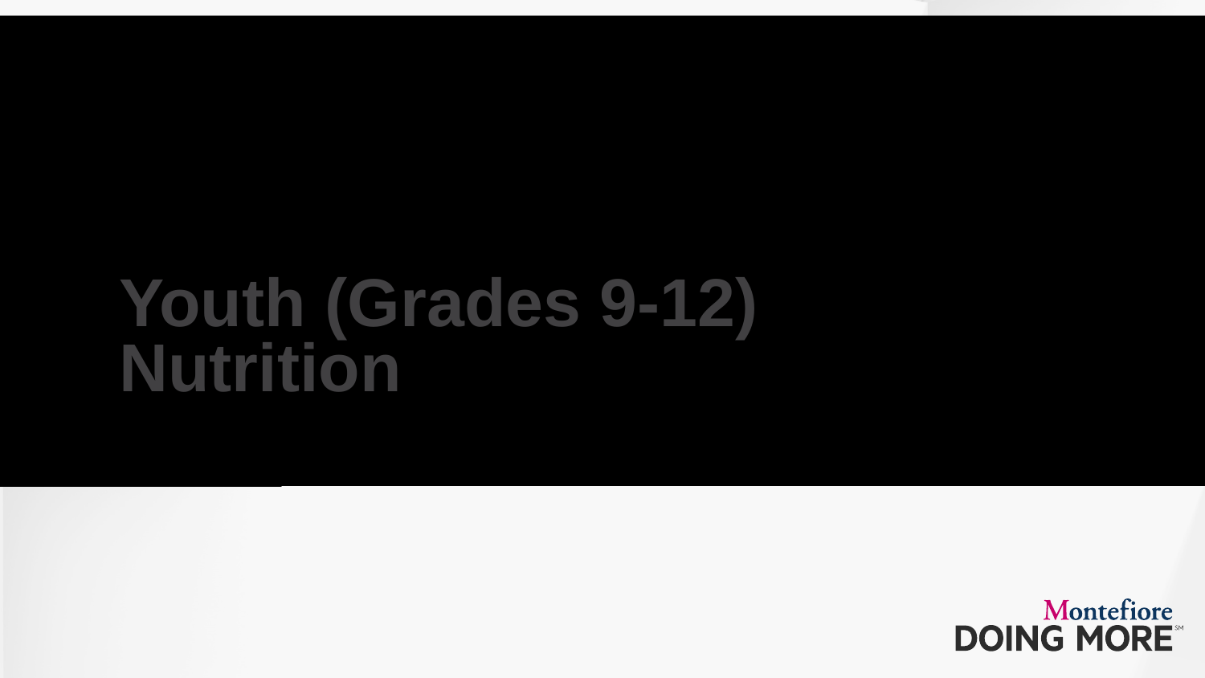# Youth (Grades 9-12) Nutrition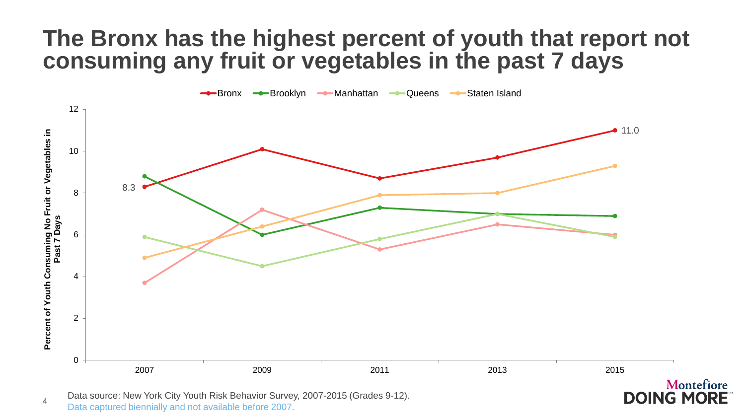# The Bronx has the highest percent of youth that report not consuming any fruit or vegetables in the past 7 days

Data source: New York City Youth Risk Behavior Survey, 2007-2015 (Grades 9-12).
Data captured biennially and not available before 2007.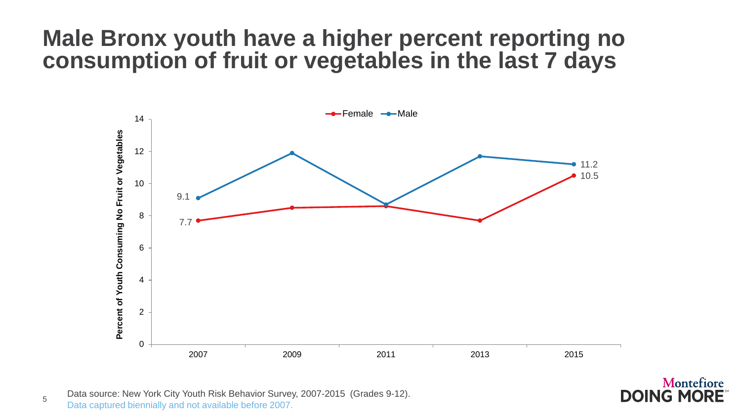# Male Bronx youth have a higher percent reporting no consumption of fruit or vegetables in the last 7 days

Data source: New York City Youth Risk Behavior Survey, 2007-2015 (Grades 9-12).
Data captured biennially and not available before 2007.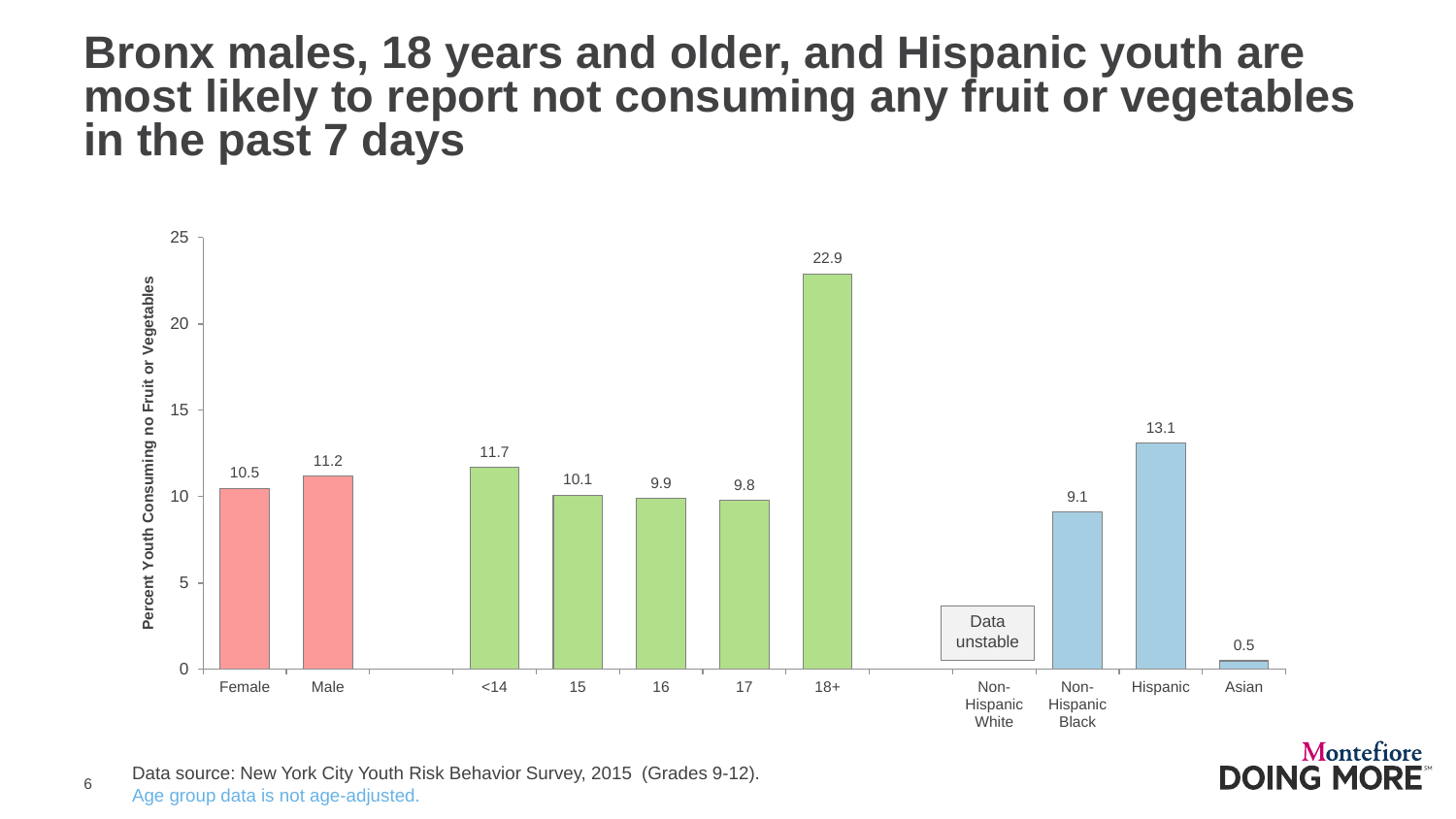# Bronx males, 18 years and older, and Hispanic youth are most likely to report not consuming any fruit or vegetables in the past 7 days

Percent Youth Consuming no Fruit or Vegetables

| Group | Percent |
|---|---|
| Female | 10.5 |
| Male | 11.2 |
| <14 | 11.7 |
| 15 | 10.1 |
| 16 | 9.9 |
| 17 | 9.8 |
| 18+ | 22.9 |
| Non-Hispanic White | Data unstable |
| Non-Hispanic Black | 9.1 |
| Hispanic | 13.1 |
| Asian | 0.5 |

Data source: New York City Youth Risk Behavior Survey, 2015 (Grades 9-12).

Age group data is not age-adjusted.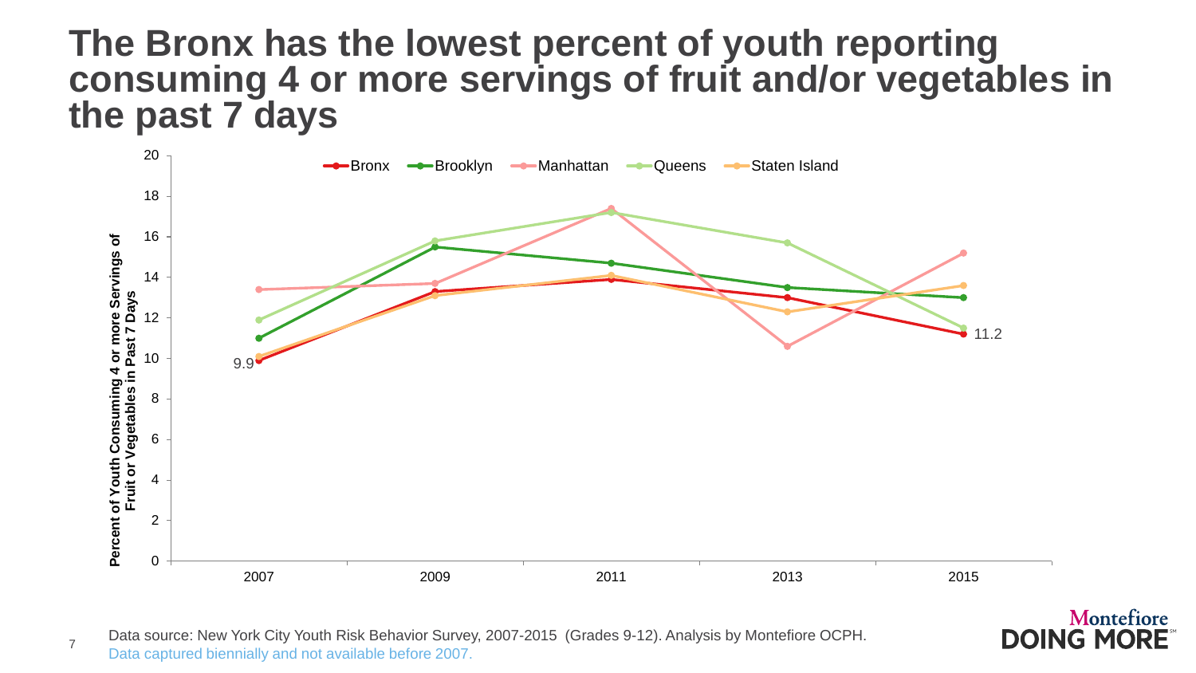# The Bronx has the lowest percent of youth reporting consuming 4 or more servings of fruit and/or vegetables in the past 7 days

Data source: New York City Youth Risk Behavior Survey, 2007-2015 (Grades 9-12). Analysis by Montefiore OCPH.
Data captured biennially and not available before 2007.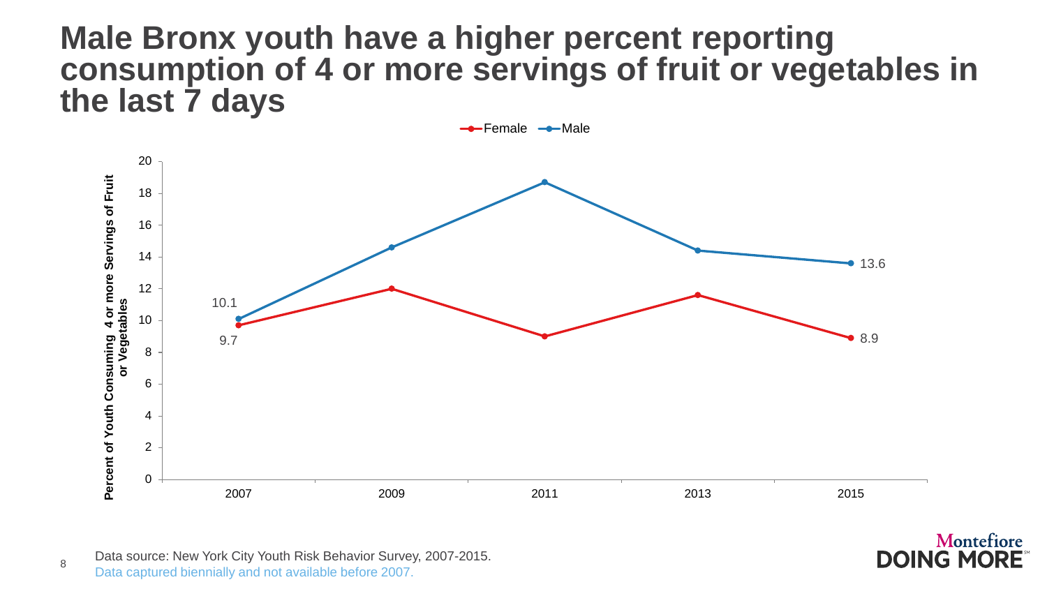# Male Bronx youth have a higher percent reporting consumption of 4 or more servings of fruit or vegetables in the last 7 days

Female — Male

Percent of Youth Consuming 4 or more Servings of Fruit or Vegetables

| Year | Female | Male |
|---|---|---|
| 2007 | 9.7 | 10.1 |
| 2015 | 8.9 | 13.6 |

Data source: New York City Youth Risk Behavior Survey, 2007-2015.
Data captured biennially and not available before 2007.

Montefiore DOING MORE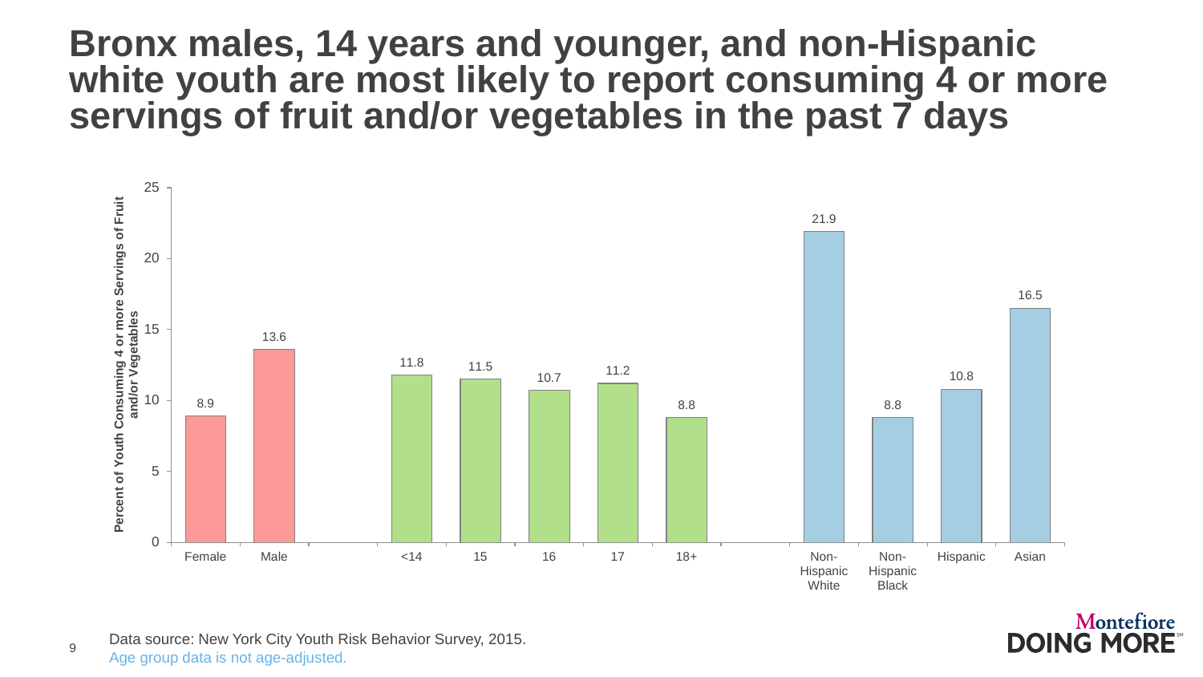# Bronx males, 14 years and younger, and non-Hispanic white youth are most likely to report consuming 4 or more servings of fruit and/or vegetables in the past 7 days

| Group | Percent of Youth Consuming 4 or more Servings of Fruit and/or Vegetables |
| --- | --- |
| Female | 8.9 |
| Male | 13.6 |
| <14 | 11.8 |
| 15 | 11.5 |
| 16 | 10.7 |
| 17 | 11.2 |
| 18+ | 8.8 |
| Non-Hispanic White | 21.9 |
| Non-Hispanic Black | 8.8 |
| Hispanic | 10.8 |
| Asian | 16.5 |

Data source: New York City Youth Risk Behavior Survey, 2015.

Age group data is not age-adjusted.

Montefiore DOING MORE℠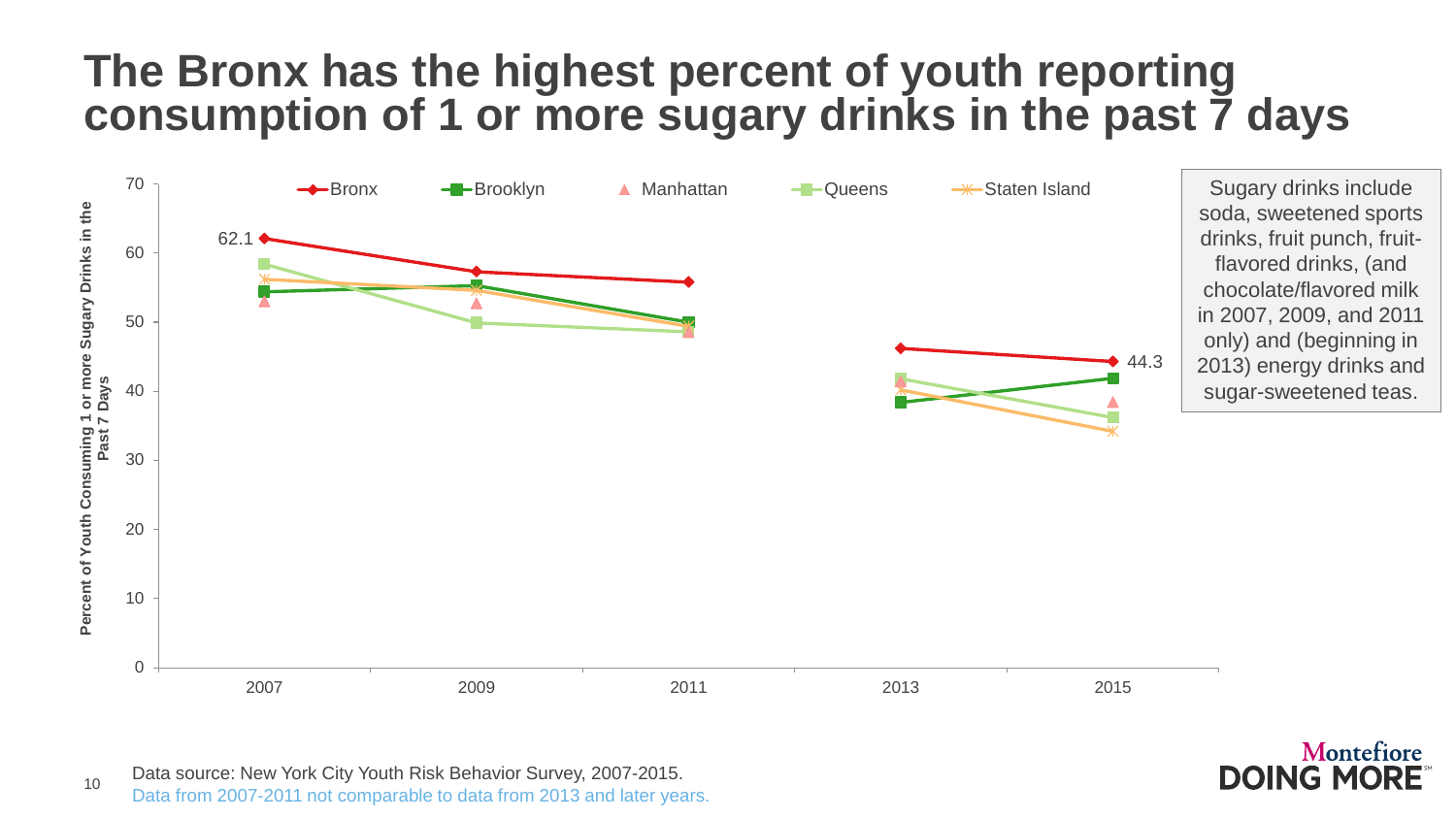# The Bronx has the highest percent of youth reporting consumption of 1 or more sugary drinks in the past 7 days

Percent of Youth Consuming 1 or more Sugary Drinks in the Past 7 Days

Bronx, Brooklyn, Manhattan, Queens, Staten Island

2007: Bronx 62.1
2015: Bronx 44.3

Sugary drinks include soda, sweetened sports drinks, fruit punch, fruit-flavored drinks, (and chocolate/flavored milk in 2007, 2009, and 2011 only) and (beginning in 2013) energy drinks and sugar-sweetened teas.

Data source: New York City Youth Risk Behavior Survey, 2007-2015.
Data from 2007-2011 not comparable to data from 2013 and later years.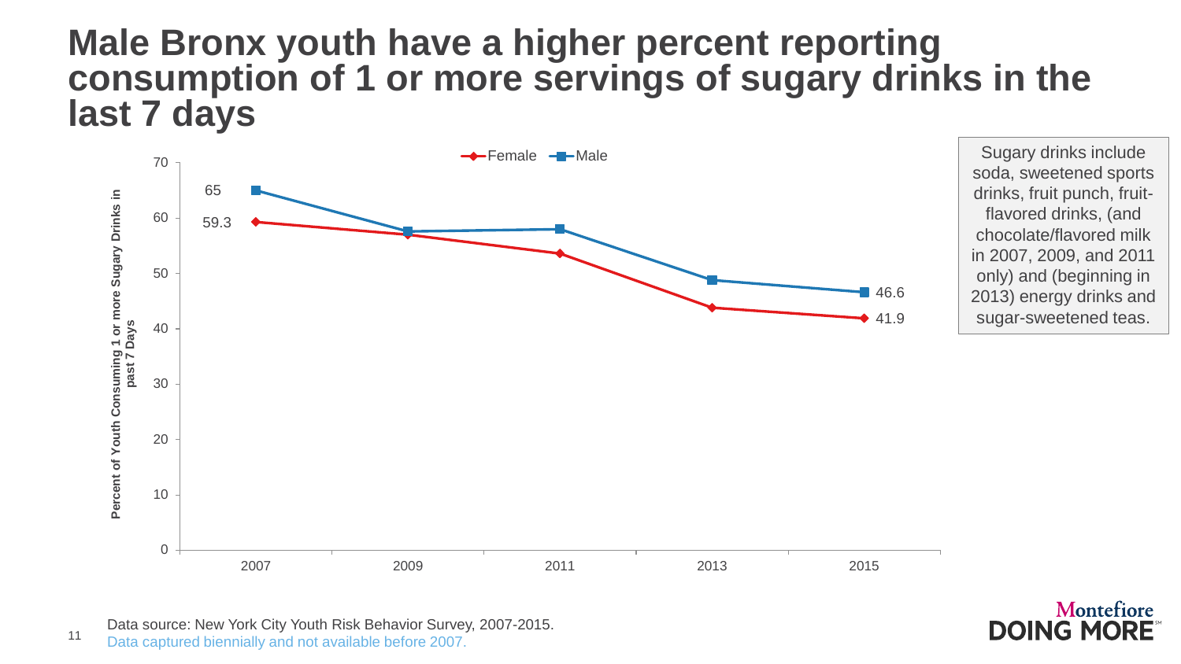# Male Bronx youth have a higher percent reporting consumption of 1 or more servings of sugary drinks in the last 7 days

| Year | Female | Male |
|---|---|---|
| 2007 | 59.3 | 65 |
| 2015 | 41.9 | 46.6 |

Sugary drinks include soda, sweetened sports drinks, fruit punch, fruit-flavored drinks, (and chocolate/flavored milk in 2007, 2009, and 2011 only) and (beginning in 2013) energy drinks and sugar-sweetened teas.

Data source: New York City Youth Risk Behavior Survey, 2007-2015.
Data captured biennially and not available before 2007.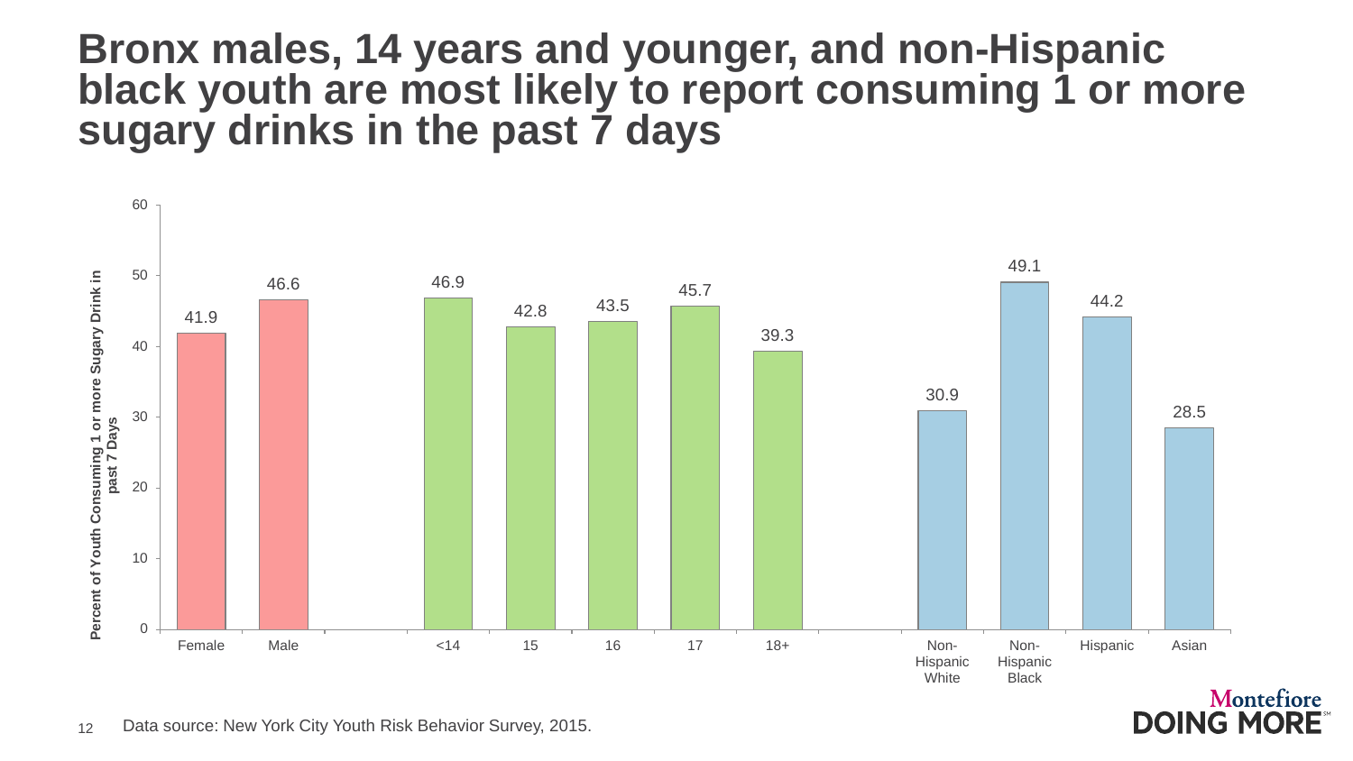# Bronx males, 14 years and younger, and non-Hispanic black youth are most likely to report consuming 1 or more sugary drinks in the past 7 days

| Group | Percent of Youth Consuming 1 or more Sugary Drink in past 7 Days |
| --- | --- |
| Female | 41.9 |
| Male | 46.6 |
| <14 | 46.9 |
| 15 | 42.8 |
| 16 | 43.5 |
| 17 | 45.7 |
| 18+ | 39.3 |
| Non-Hispanic White | 30.9 |
| Non-Hispanic Black | 49.1 |
| Hispanic | 44.2 |
| Asian | 28.5 |

Data source: New York City Youth Risk Behavior Survey, 2015.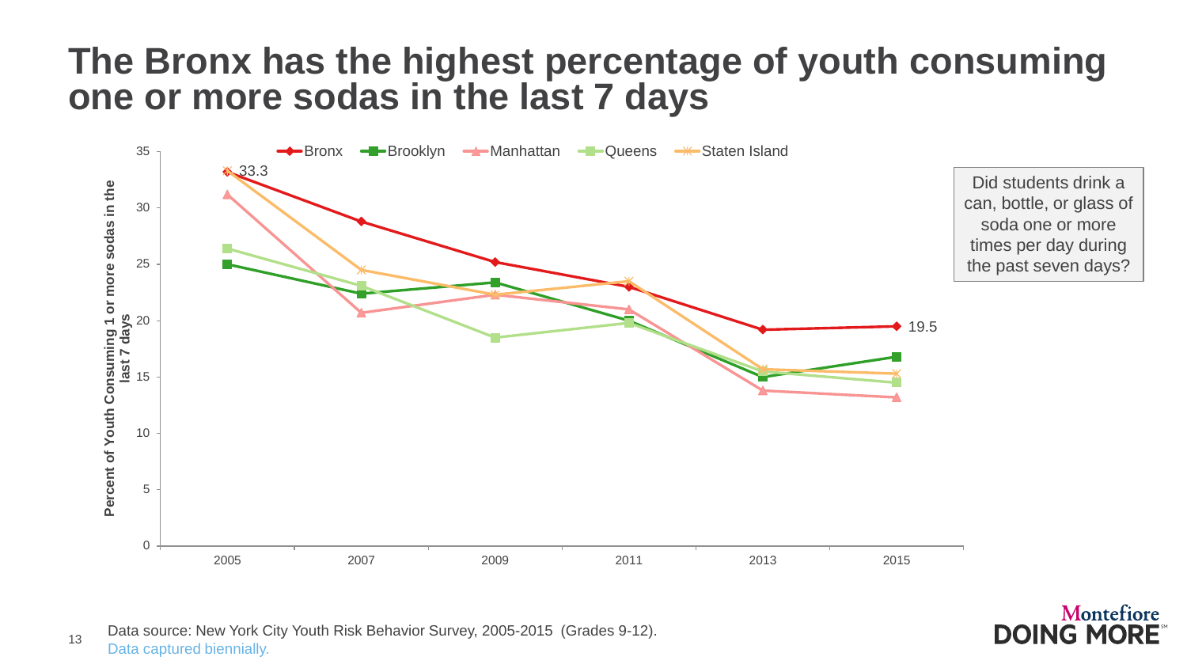# The Bronx has the highest percentage of youth consuming one or more sodas in the last 7 days

Did students drink a can, bottle, or glass of soda one or more times per day during the past seven days?

Data source: New York City Youth Risk Behavior Survey, 2005-2015 (Grades 9-12).
Data captured biennially.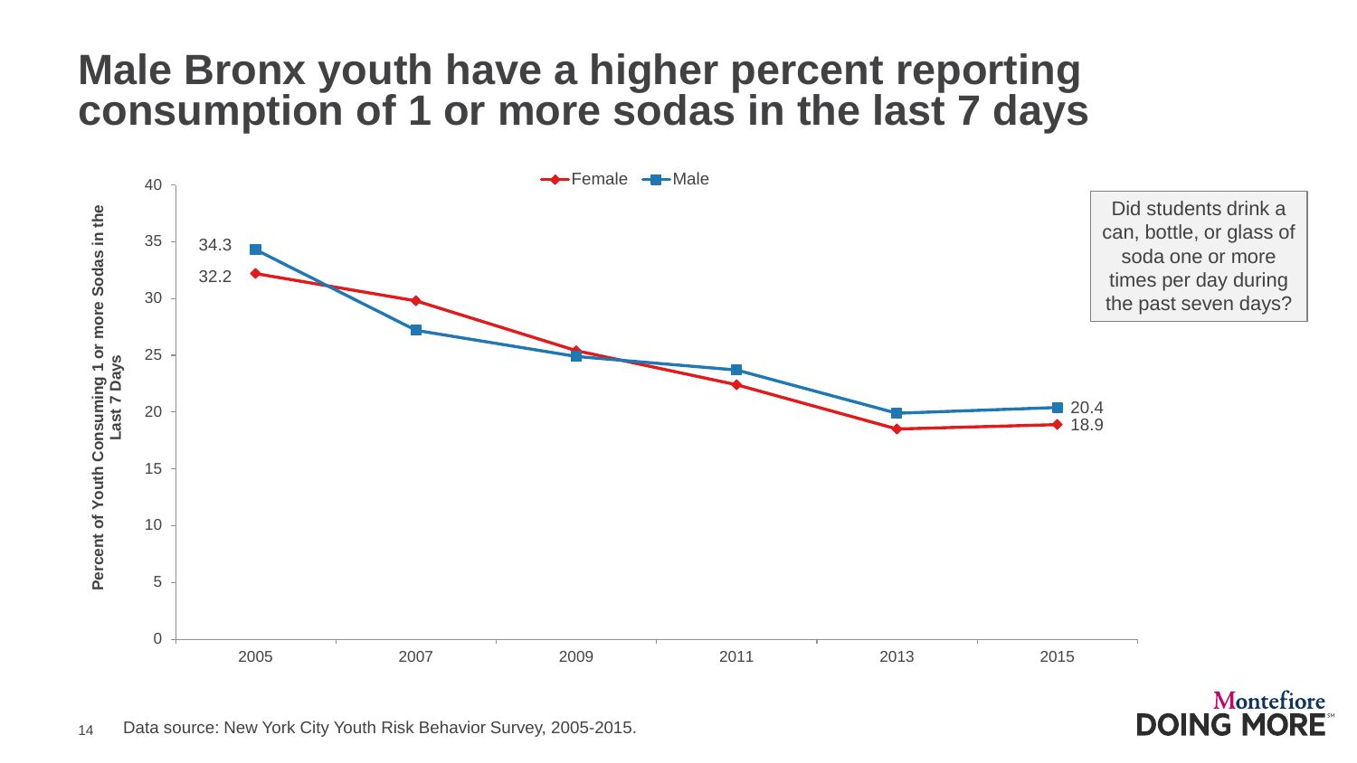# Male Bronx youth have a higher percent reporting consumption of 1 or more sodas in the last 7 days

Did students drink a can, bottle, or glass of soda one or more times per day during the past seven days?

| Year | Female | Male |
|---|---|---|
| 2005 | 32.2 | 34.3 |
| 2015 | 18.9 | 20.4 |

Percent of Youth Consuming 1 or more Sodas in the Last 7 Days

Data source: New York City Youth Risk Behavior Survey, 2005-2015.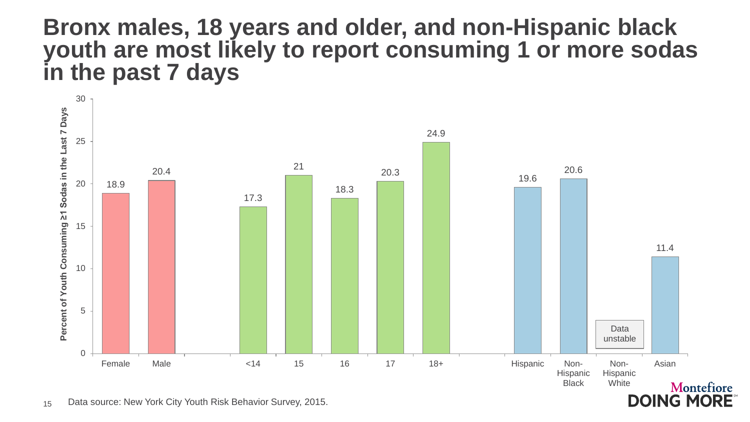# Bronx males, 18 years and older, and non-Hispanic black youth are most likely to report consuming 1 or more sodas in the past 7 days

| Group | Percent of Youth Consuming ≥1 Sodas in the Last 7 Days |
|---|---|
| Female | 18.9 |
| Male | 20.4 |
| <14 | 17.3 |
| 15 | 21 |
| 16 | 18.3 |
| 17 | 20.3 |
| 18+ | 24.9 |
| Hispanic | 19.6 |
| Non-Hispanic Black | 20.6 |
| Non-Hispanic White | Data unstable |
| Asian | 11.4 |

Data source: New York City Youth Risk Behavior Survey, 2015.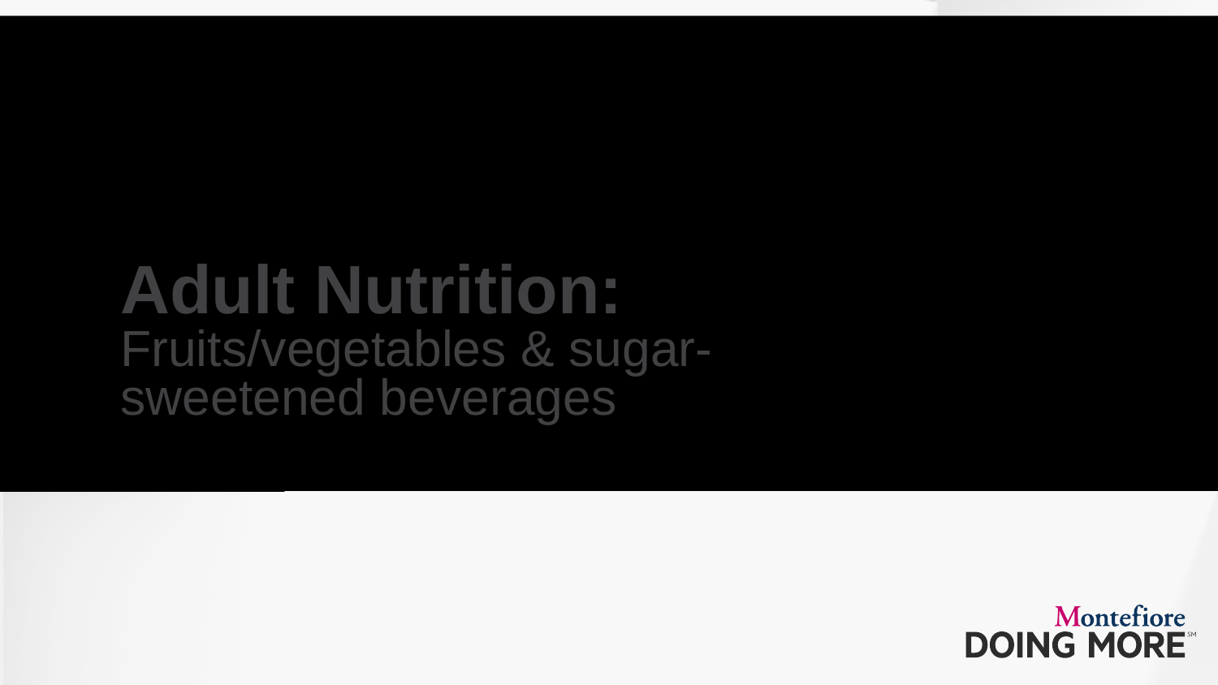# Adult Nutrition:

Fruits/vegetables & sugar-sweetened beverages

Montefiore DOING MORE℠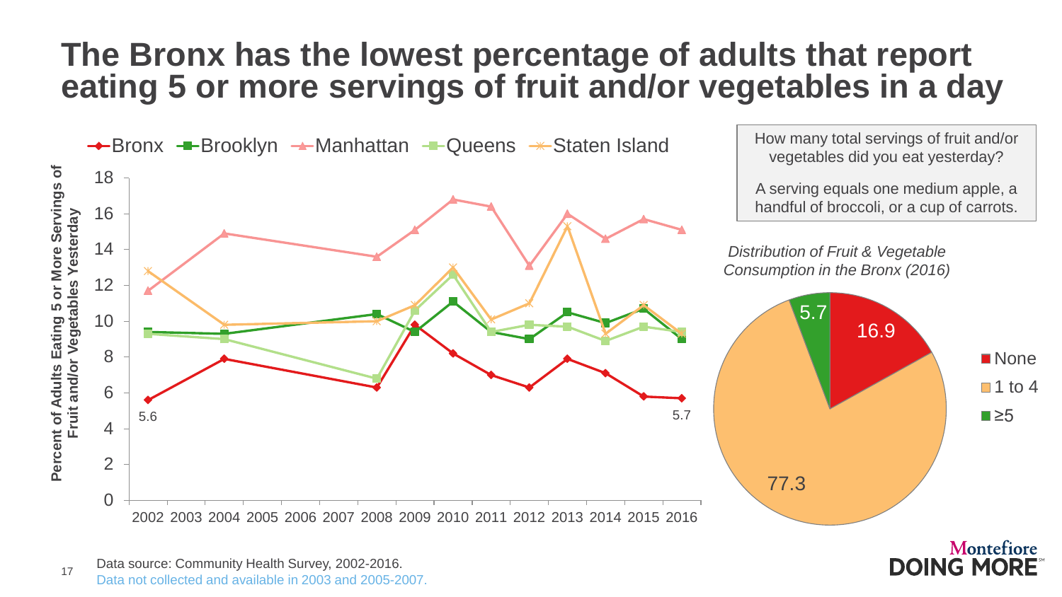# The Bronx has the lowest percentage of adults that report eating 5 or more servings of fruit and/or vegetables in a day

How many total servings of fruit and/or vegetables did you eat yesterday?

A serving equals one medium apple, a handful of broccoli, or a cup of carrots.

Percent of Adults Eating 5 or More Servings of Fruit and/or Vegetables Yesterday

| Year | Bronx | Brooklyn | Manhattan | Queens | Staten Island |
|---|---|---|---|---|---|
| 2002 | 5.6 | 9.4 | 11.7 | 9.3 | 12.8 |
| 2004 | 7.9 | 9.3 | 14.9 | 9.0 | 9.8 |
| 2008 | 6.3 | 10.4 | 13.6 | 6.8 | 10.0 |
| 2009 | 9.8 | 9.4 | 15.1 | 10.6 | 10.9 |
| 2010 | 8.2 | 11.1 | 16.8 | 12.6 | 13.0 |
| 2011 | 7.0 | 9.4 | 16.4 | 9.4 | 10.1 |
| 2012 | 6.3 | 9.0 | 13.1 | 9.8 | 11.0 |
| 2013 | 7.9 | 10.5 | 16.0 | 9.7 | 15.3 |
| 2014 | 7.1 | 9.9 | 14.6 | 8.9 | 9.3 |
| 2015 | 5.8 | 10.8 | 15.7 | 9.7 | 10.9 |
| 2016 | 5.7 | 9.0 | 15.1 | 9.4 | 9.3 |

*Distribution of Fruit & Vegetable Consumption in the Bronx (2016)*

| Servings | Percent |
|---|---|
| None | 16.9 |
| 1 to 4 | 77.3 |
| ≥5 | 5.7 |

Data source: Community Health Survey, 2002-2016.
Data not collected and available in 2003 and 2005-2007.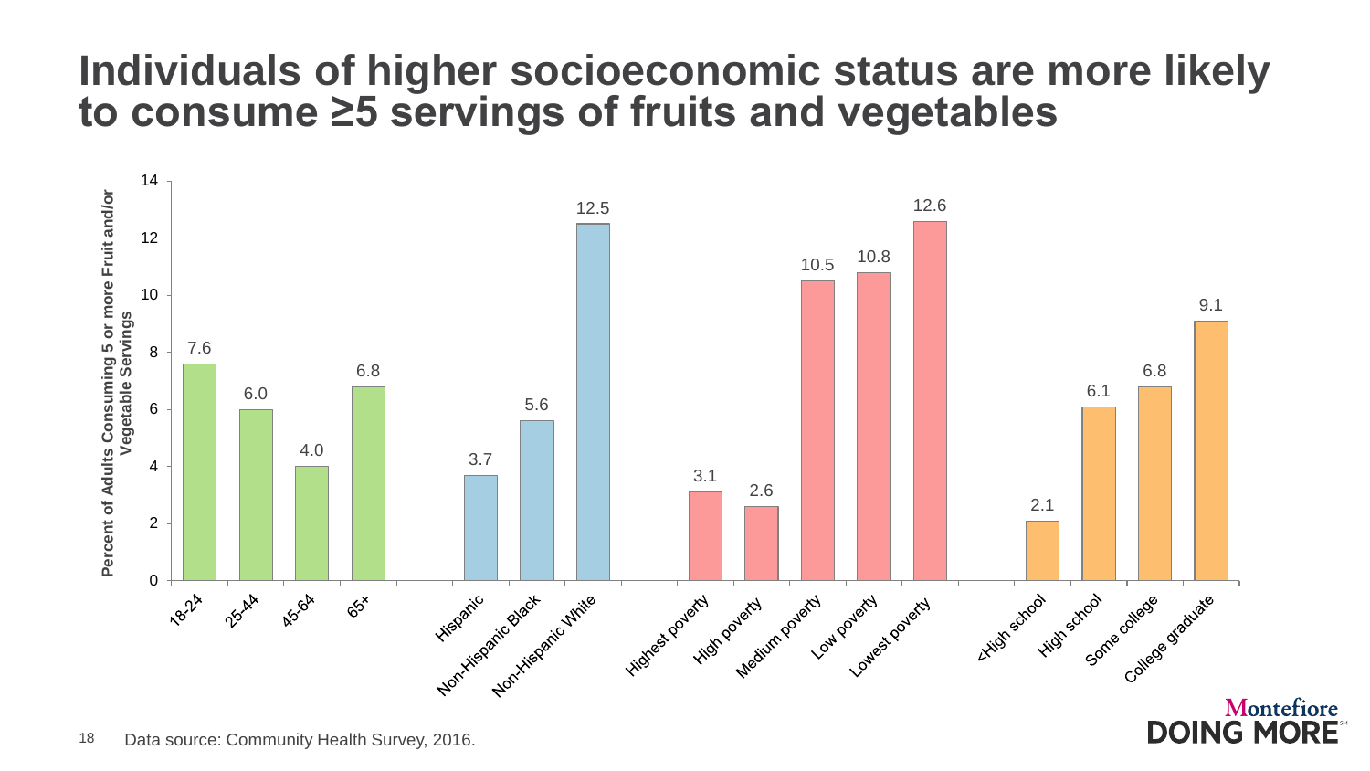# Individuals of higher socioeconomic status are more likely to consume ≥5 servings of fruits and vegetables

Percent of Adults Consuming 5 or more Fruit and/or Vegetable Servings

| Group | Category | Percent |
| --- | --- | --- |
| Age | 18-24 | 7.6 |
| | 25-44 | 6.0 |
| | 45-64 | 4.0 |
| | 65+ | 6.8 |
| Race/Ethnicity | Hispanic | 3.7 |
| | Non-Hispanic Black | 5.6 |
| | Non-Hispanic White | 12.5 |
| Poverty | Highest poverty | 3.1 |
| | High poverty | 2.6 |
| | Medium poverty | 10.5 |
| | Low poverty | 10.8 |
| | Lowest poverty | 12.6 |
| Education | <High school | 2.1 |
| | High school | 6.1 |
| | Some college | 6.8 |
| | College graduate | 9.1 |

Data source: Community Health Survey, 2016.

Montefiore DOING MORE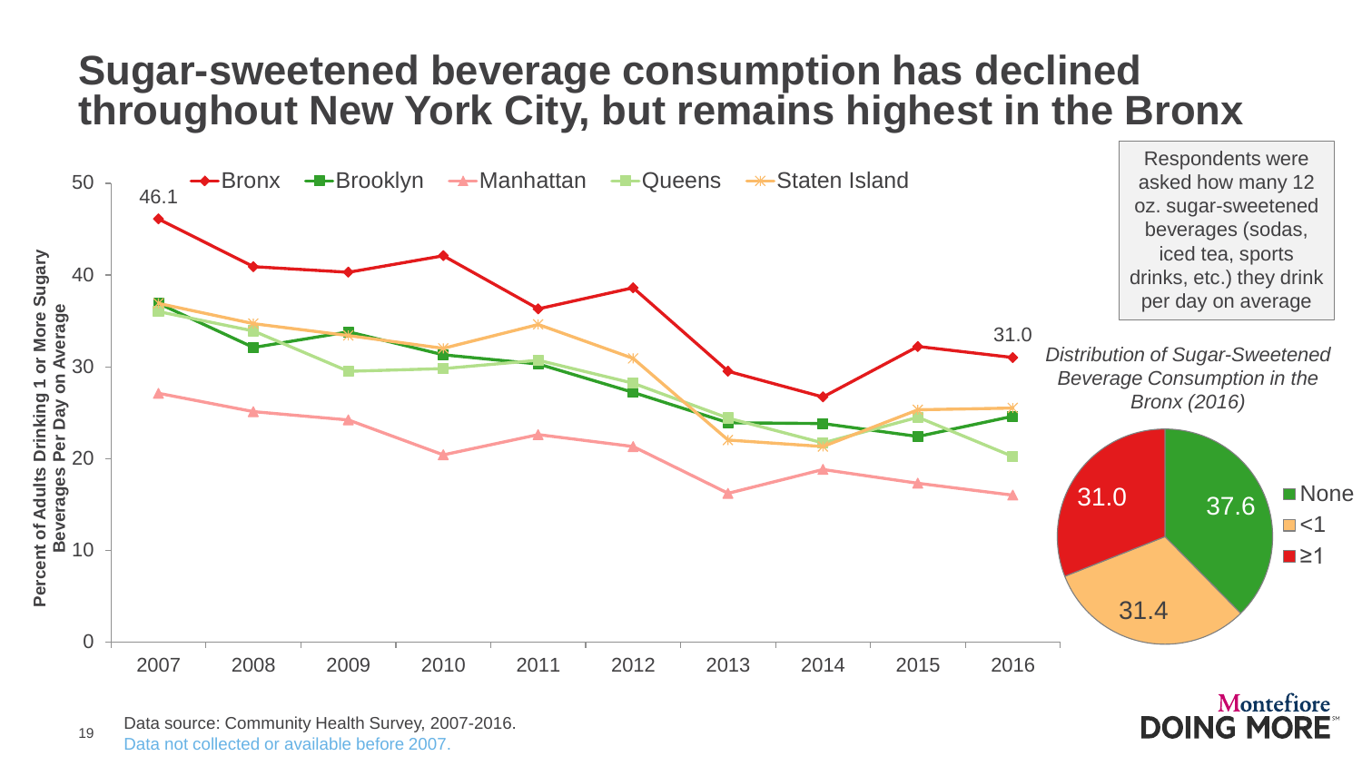# Sugar-sweetened beverage consumption has declined throughout New York City, but remains highest in the Bronx

Percent of Adults Drinking 1 or More Sugary Beverages Per Day on Average

| Year | Bronx | Brooklyn | Manhattan | Queens | Staten Island |
|---|---|---|---|---|---|
| 2007 | 46.1 | | | | |
| 2016 | 31.0 | | | | |

Respondents were asked how many 12 oz. sugar-sweetened beverages (sodas, iced tea, sports drinks, etc.) they drink per day on average

*Distribution of Sugar-Sweetened Beverage Consumption in the Bronx (2016)*

| Category | Percent |
|---|---|
| None | 37.6 |
| <1 | 31.4 |
| ≥1 | 31.0 |

Data source: Community Health Survey, 2007-2016.

Data not collected or available before 2007.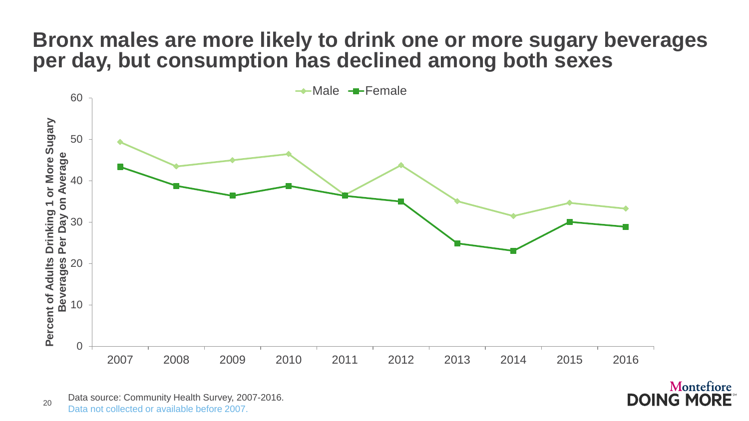# Bronx males are more likely to drink one or more sugary beverages per day, but consumption has declined among both sexes

Data source: Community Health Survey, 2007-2016.

Data not collected or available before 2007.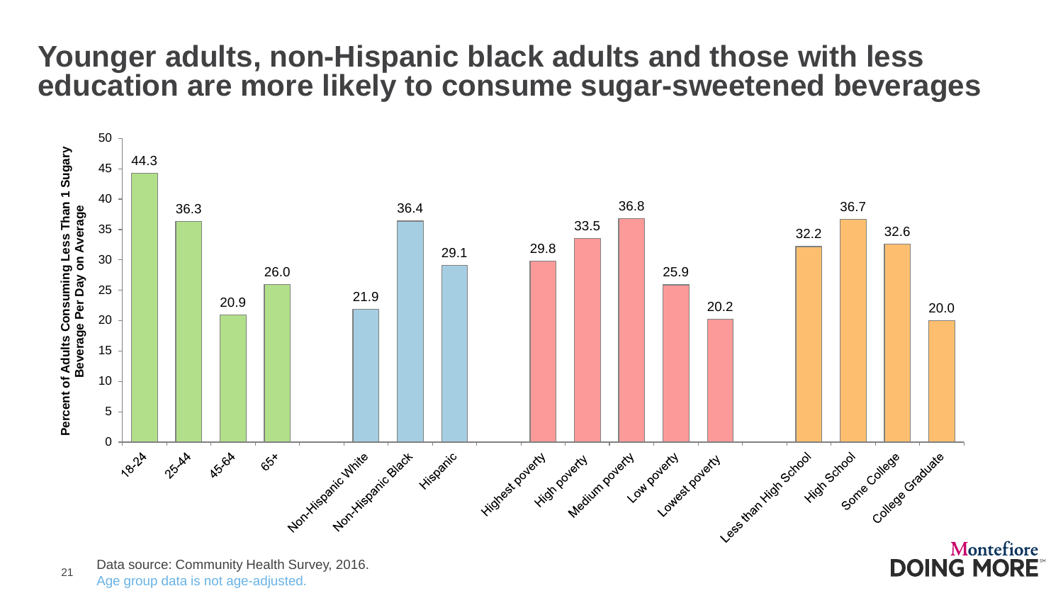# Younger adults, non-Hispanic black adults and those with less education are more likely to consume sugar-sweetened beverages

| Group | Percent of Adults Consuming Less Than 1 Sugary Beverage Per Day on Average |
|---|---|
| 18-24 | 44.3 |
| 25-44 | 36.3 |
| 45-64 | 20.9 |
| 65+ | 26.0 |
| Non-Hispanic White | 21.9 |
| Non-Hispanic Black | 36.4 |
| Hispanic | 29.1 |
| Highest poverty | 29.8 |
| High poverty | 33.5 |
| Medium poverty | 36.8 |
| Low poverty | 25.9 |
| Lowest poverty | 20.2 |
| Less than High School | 32.2 |
| High School | 36.7 |
| Some College | 32.6 |
| College Graduate | 20.0 |

Data source: Community Health Survey, 2016.

Age group data is not age-adjusted.

Montefiore DOING MORE℠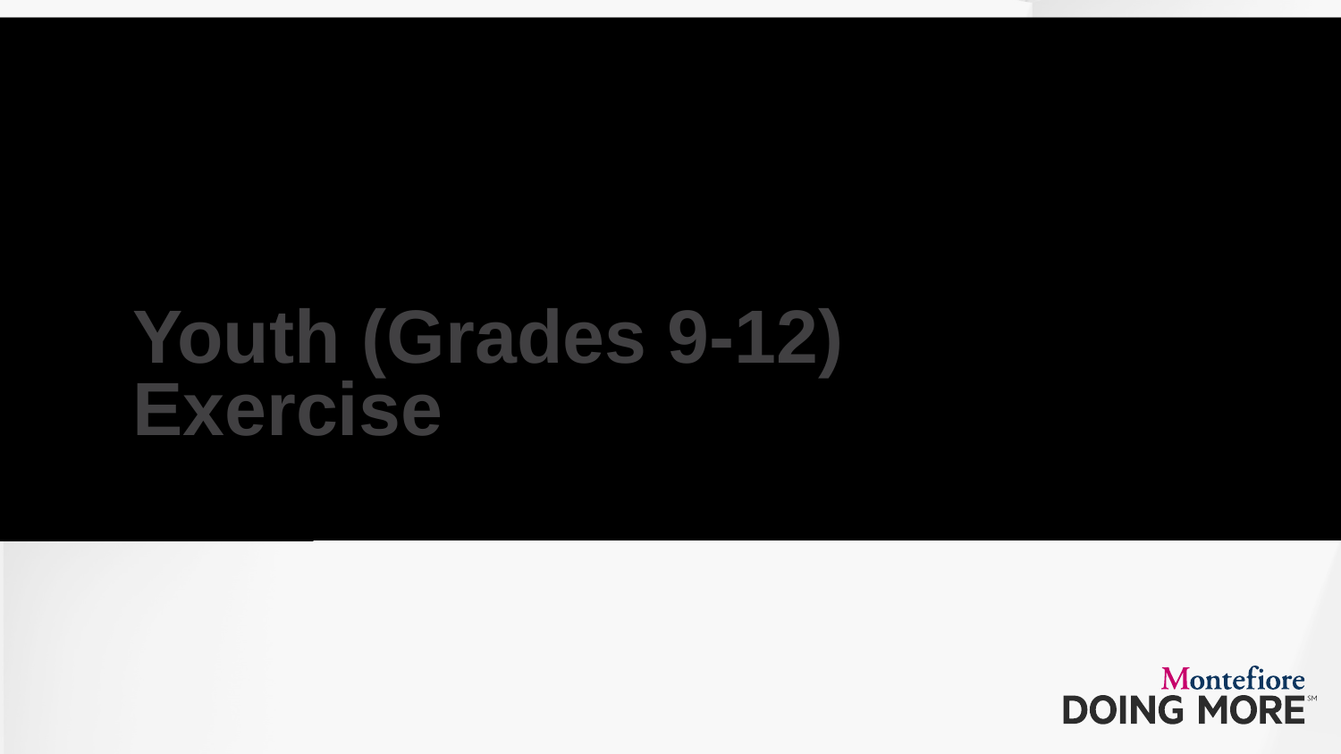# Youth (Grades 9-12) Exercise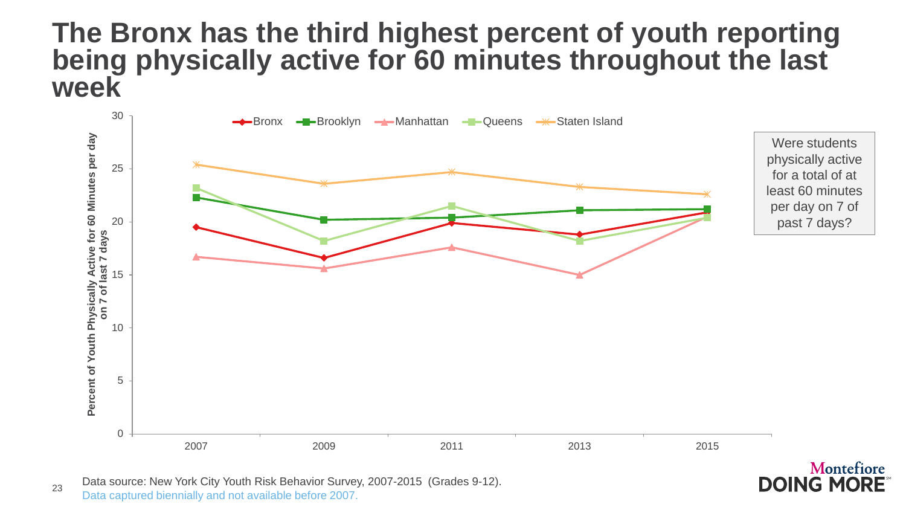# The Bronx has the third highest percent of youth reporting being physically active for 60 minutes throughout the last week

Were students physically active for a total of at least 60 minutes per day on 7 of past 7 days?

Data source: New York City Youth Risk Behavior Survey, 2007-2015 (Grades 9-12).
Data captured biennially and not available before 2007.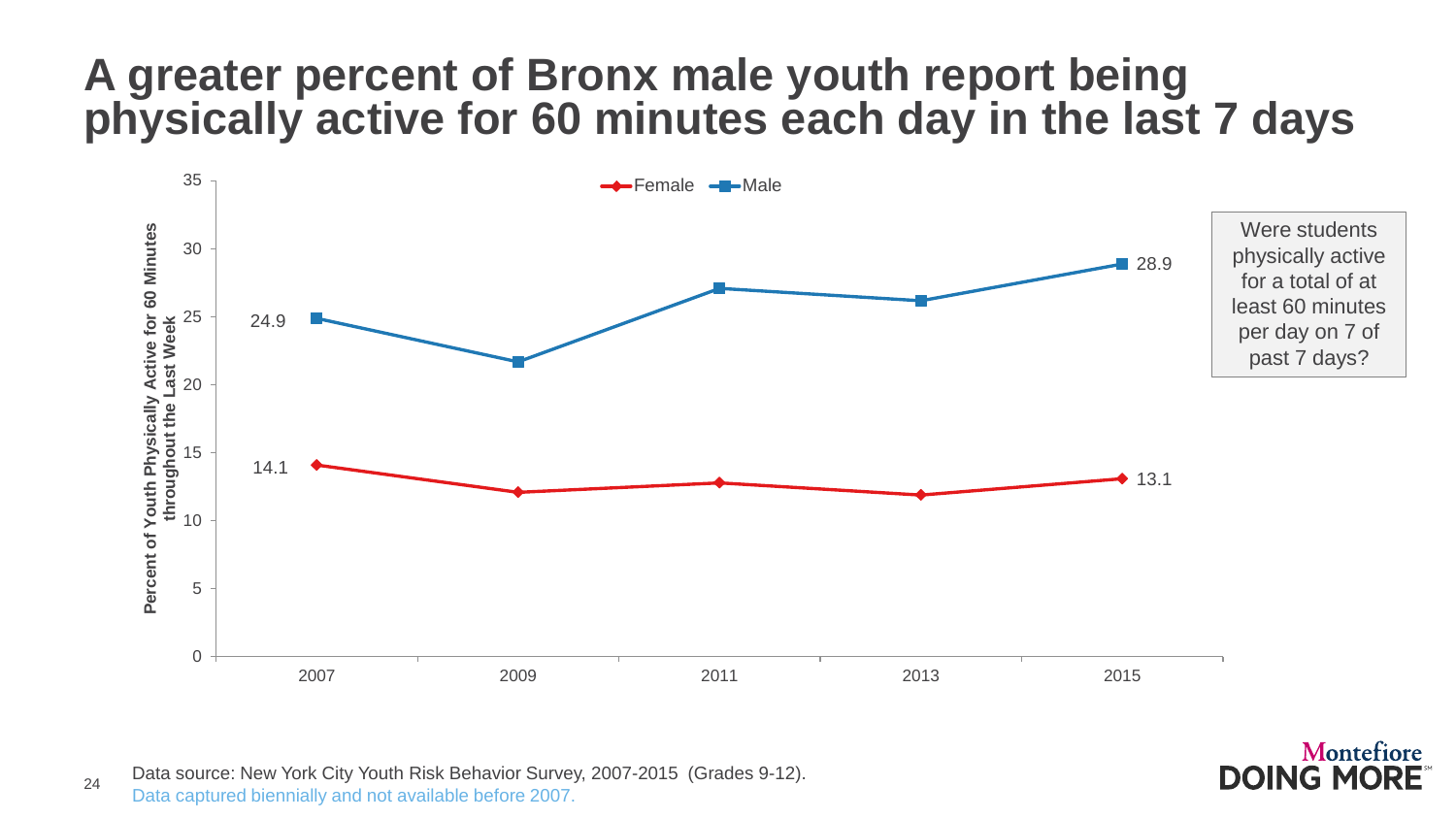# A greater percent of Bronx male youth report being physically active for 60 minutes each day in the last 7 days

| Year | Female | Male |
|---|---|---|
| 2007 | 14.1 | 24.9 |
| 2009 | | |
| 2011 | | |
| 2013 | | |
| 2015 | 13.1 | 28.9 |

Percent of Youth Physically Active for 60 Minutes throughout the Last Week

Were students physically active for a total of at least 60 minutes per day on 7 of past 7 days?

Data source: New York City Youth Risk Behavior Survey, 2007-2015 (Grades 9-12).
Data captured biennially and not available before 2007.

Montefiore DOING MORE℠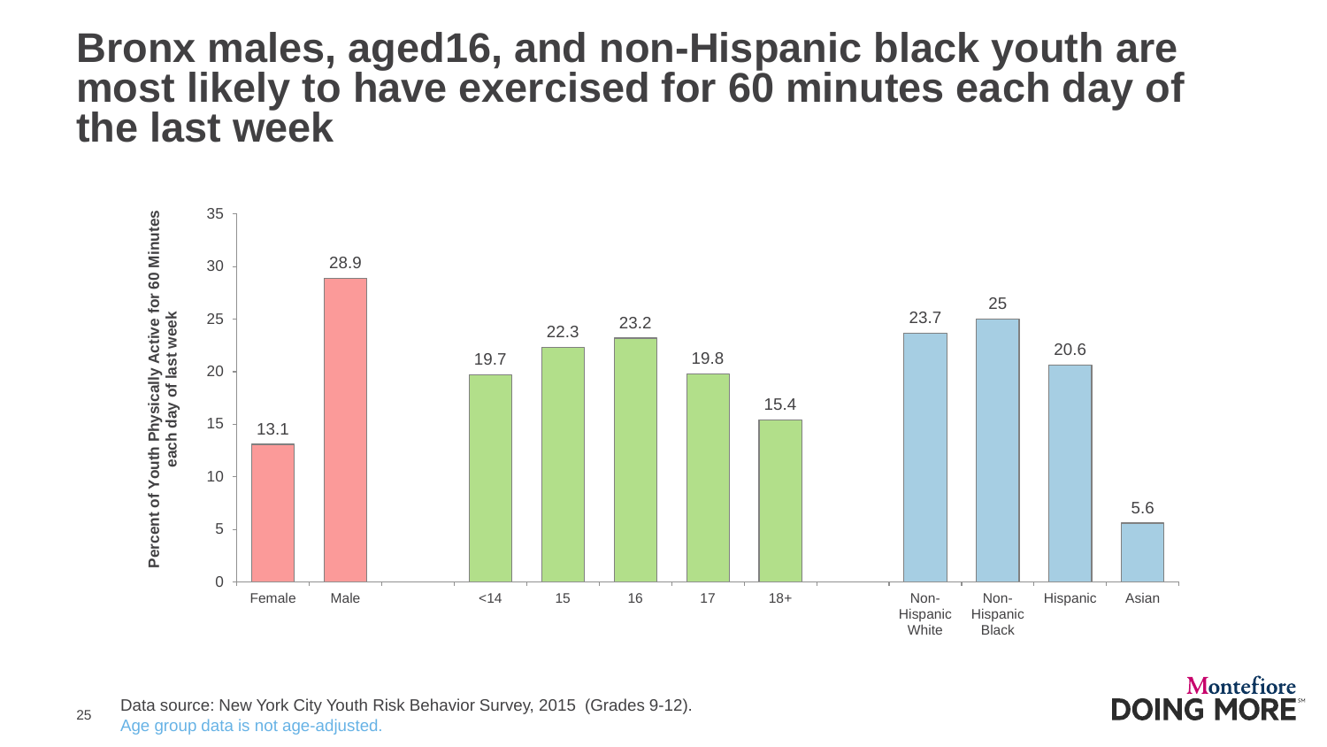# Bronx males, aged16, and non-Hispanic black youth are most likely to have exercised for 60 minutes each day of the last week

| Group | Percent of Youth Physically Active for 60 Minutes each day of last week |
|---|---|
| Female | 13.1 |
| Male | 28.9 |
| <14 | 19.7 |
| 15 | 22.3 |
| 16 | 23.2 |
| 17 | 19.8 |
| 18+ | 15.4 |
| Non-Hispanic White | 23.7 |
| Non-Hispanic Black | 25 |
| Hispanic | 20.6 |
| Asian | 5.6 |

Data source: New York City Youth Risk Behavior Survey, 2015 (Grades 9-12).

Age group data is not age-adjusted.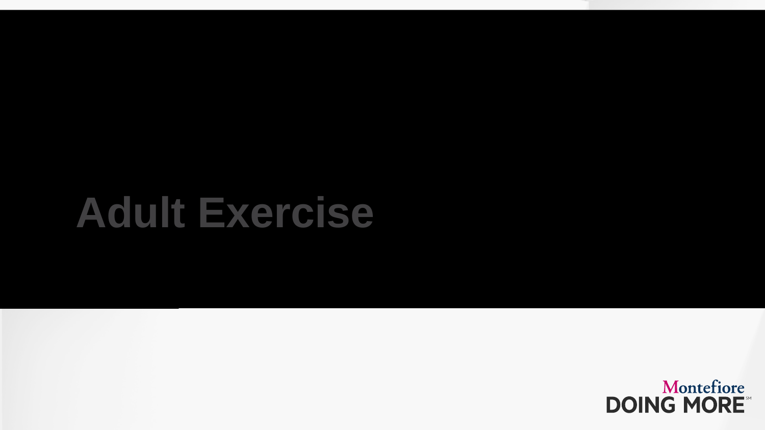# Adult Exercise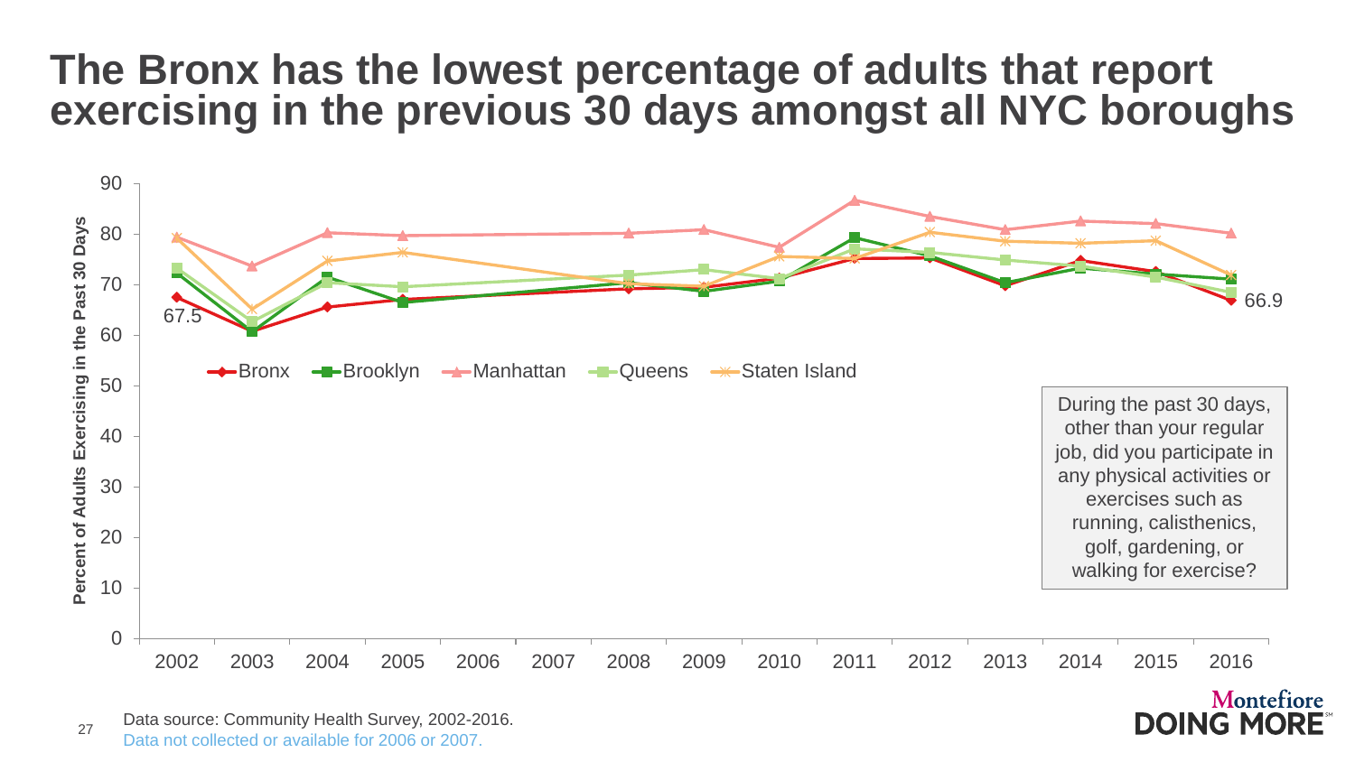# The Bronx has the lowest percentage of adults that report exercising in the previous 30 days amongst all NYC boroughs

Percent of Adults Exercising in the Past 30 Days

Bronx: 67.5 (2002), 66.9 (2016)

Legend: Bronx, Brooklyn, Manhattan, Queens, Staten Island

During the past 30 days, other than your regular job, did you participate in any physical activities or exercises such as running, calisthenics, golf, gardening, or walking for exercise?

Data source: Community Health Survey, 2002-2016.

Data not collected or available for 2006 or 2007.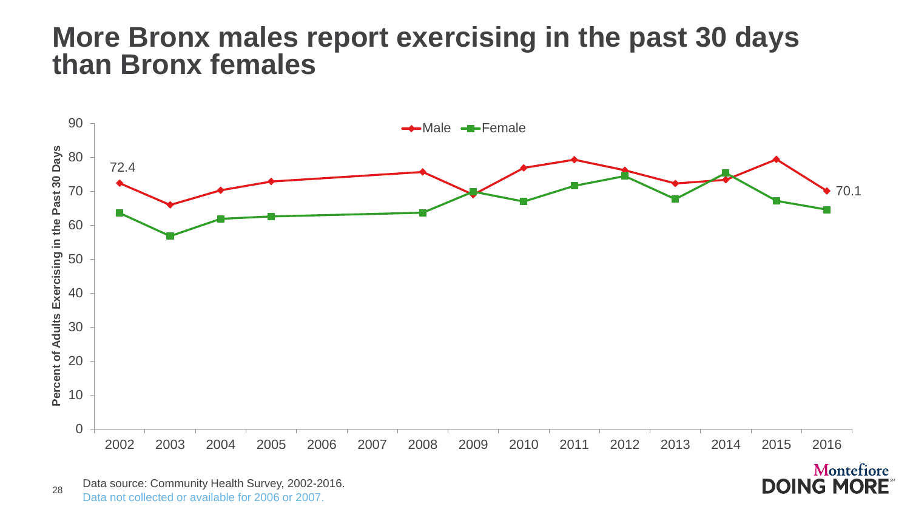# More Bronx males report exercising in the past 30 days than Bronx females

Data source: Community Health Survey, 2002-2016.

Data not collected or available for 2006 or 2007.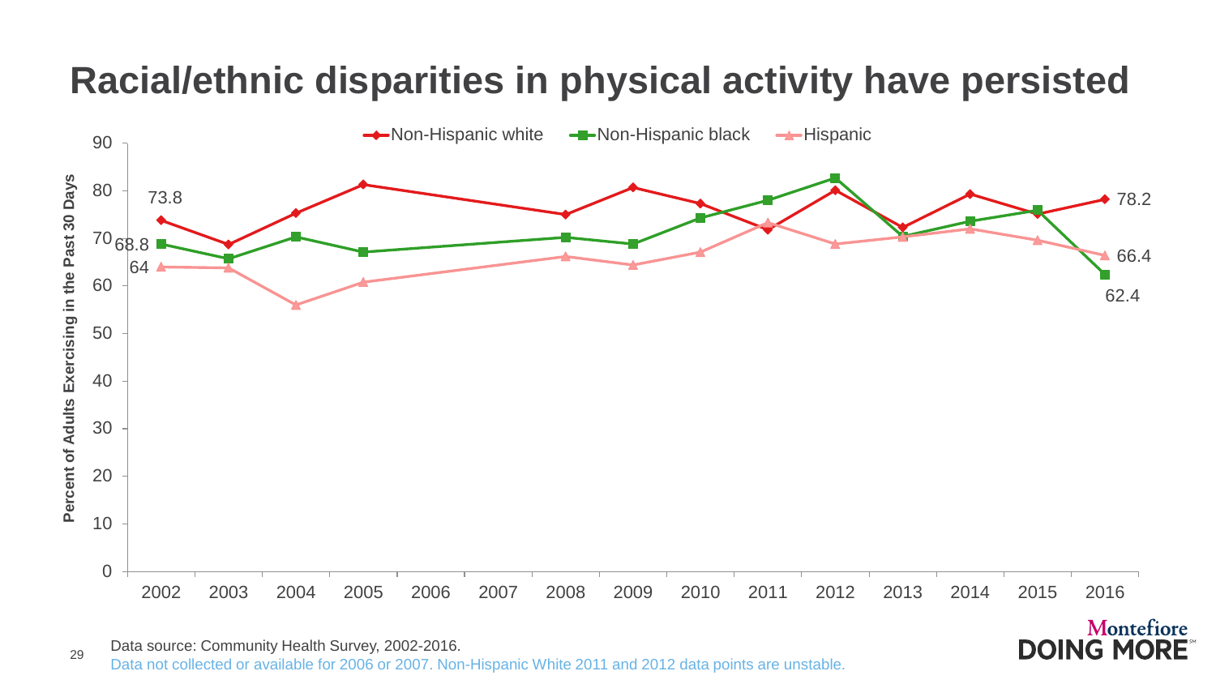# Racial/ethnic disparities in physical activity have persisted

Percent of Adults Exercising in the Past 30 Days

| Year | Non-Hispanic white | Non-Hispanic black | Hispanic |
|---|---|---|---|
| 2002 | 73.8 | 68.8 | 64 |
| 2016 | 78.2 | 62.4 | 66.4 |

Data source: Community Health Survey, 2002-2016.

Data not collected or available for 2006 or 2007. Non-Hispanic White 2011 and 2012 data points are unstable.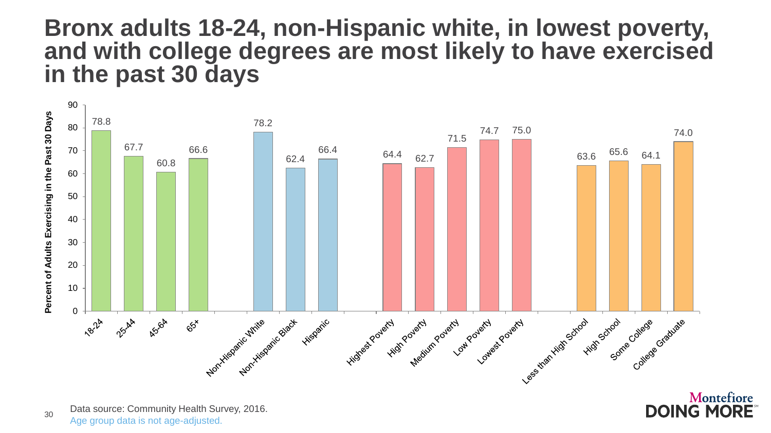# Bronx adults 18-24, non-Hispanic white, in lowest poverty, and with college degrees are most likely to have exercised in the past 30 days

| Group | Percent of Adults Exercising in the Past 30 Days |
| --- | --- |
| 18-24 | 78.8 |
| 25-44 | 67.7 |
| 45-64 | 60.8 |
| 65+ | 66.6 |
| Non-Hispanic White | 78.2 |
| Non-Hispanic Black | 62.4 |
| Hispanic | 66.4 |
| Highest Poverty | 64.4 |
| High Poverty | 62.7 |
| Medium Poverty | 71.5 |
| Low Poverty | 74.7 |
| Lowest Poverty | 75.0 |
| Less than High School | 63.6 |
| High School | 65.6 |
| Some College | 64.1 |
| College Graduate | 74.0 |

Data source: Community Health Survey, 2016.

Age group data is not age-adjusted.

Montefiore DOING MORE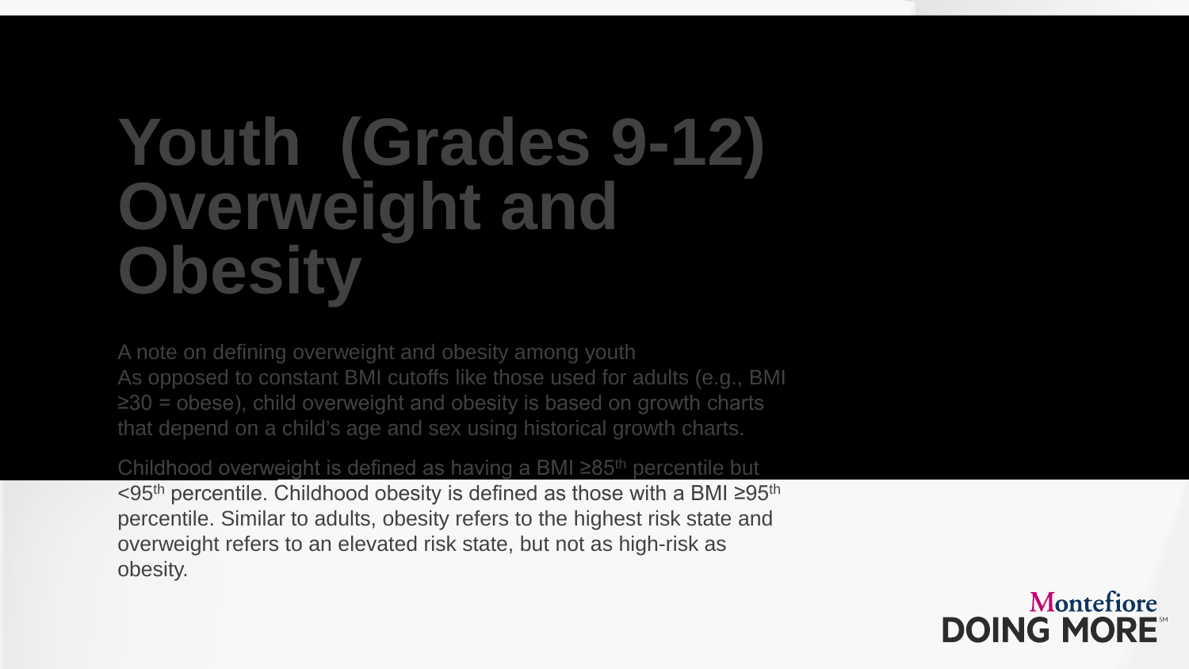# Youth (Grades 9-12) Overweight and Obesity

A note on defining overweight and obesity among youth
As opposed to constant BMI cutoffs like those used for adults (e.g., BMI ≥30 = obese), child overweight and obesity is based on growth charts that depend on a child's age and sex using historical growth charts.

Childhood overweight is defined as having a BMI ≥85$^{th}$ percentile but <95$^{th}$ percentile. Childhood obesity is defined as those with a BMI ≥95$^{th}$ percentile. Similar to adults, obesity refers to the highest risk state and overweight refers to an elevated risk state, but not as high-risk as obesity.

Montefiore
DOING MORE℠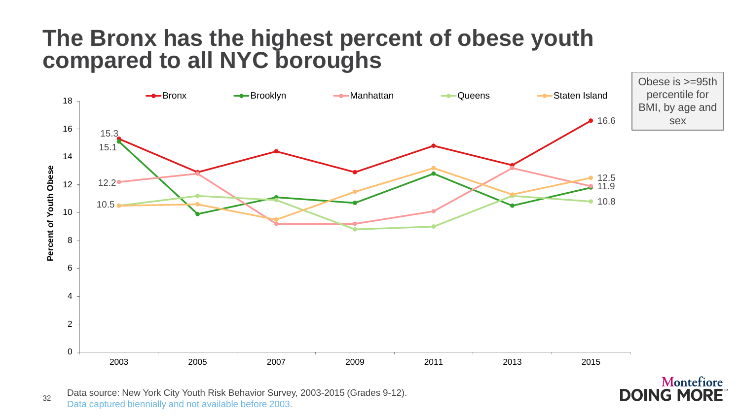# The Bronx has the highest percent of obese youth compared to all NYC boroughs

Obese is >=95th percentile for BMI, by age and sex

Percent of Youth Obese

| Year | Bronx | Brooklyn | Manhattan | Queens | Staten Island |
|---|---|---|---|---|---|
| 2003 | 15.3 | 15.1 | 12.2 | 10.5 | 10.5 |
| 2015 | 16.6 | 11.9 | 11.9 | 10.8 | 12.5 |

Data source: New York City Youth Risk Behavior Survey, 2003-2015 (Grades 9-12).
Data captured biennially and not available before 2003.

Montefiore DOING MORE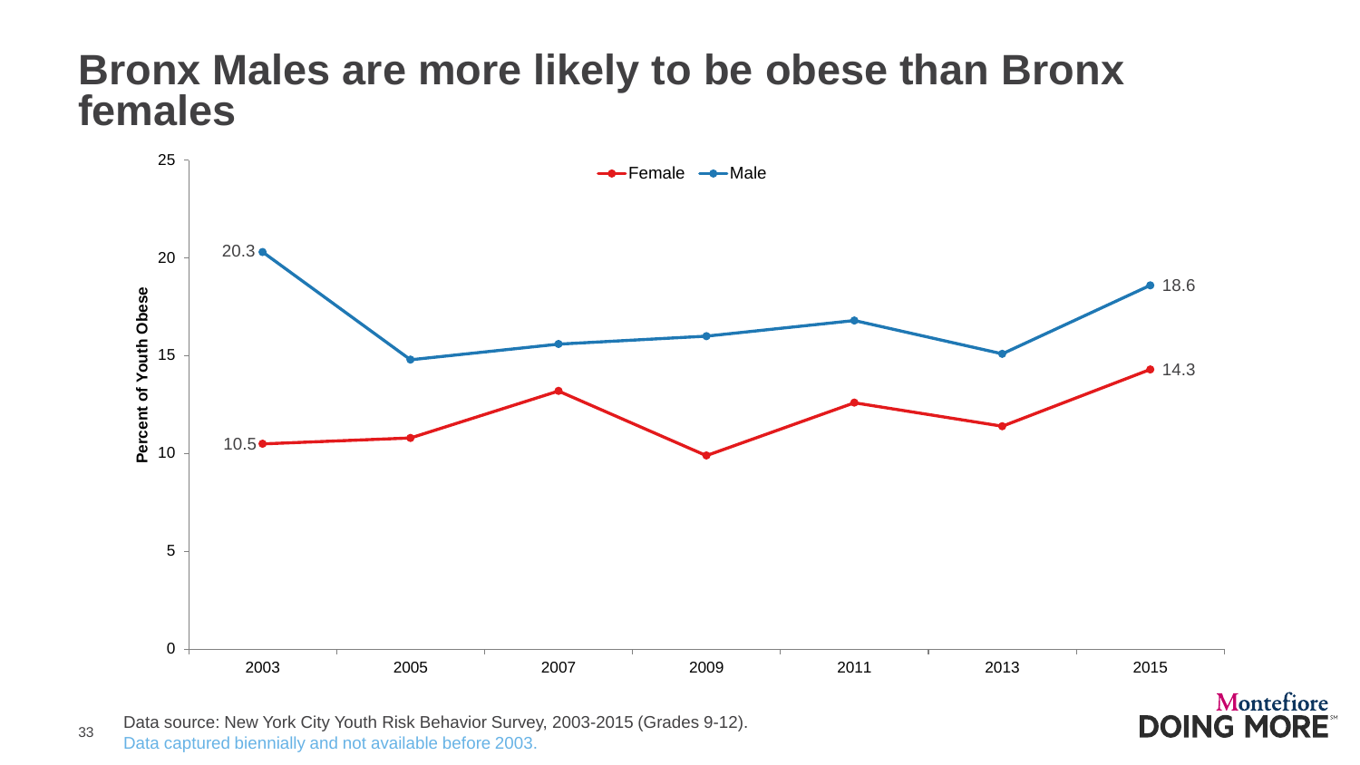# Bronx Males are more likely to be obese than Bronx females

Data source: New York City Youth Risk Behavior Survey, 2003-2015 (Grades 9-12).
Data captured biennially and not available before 2003.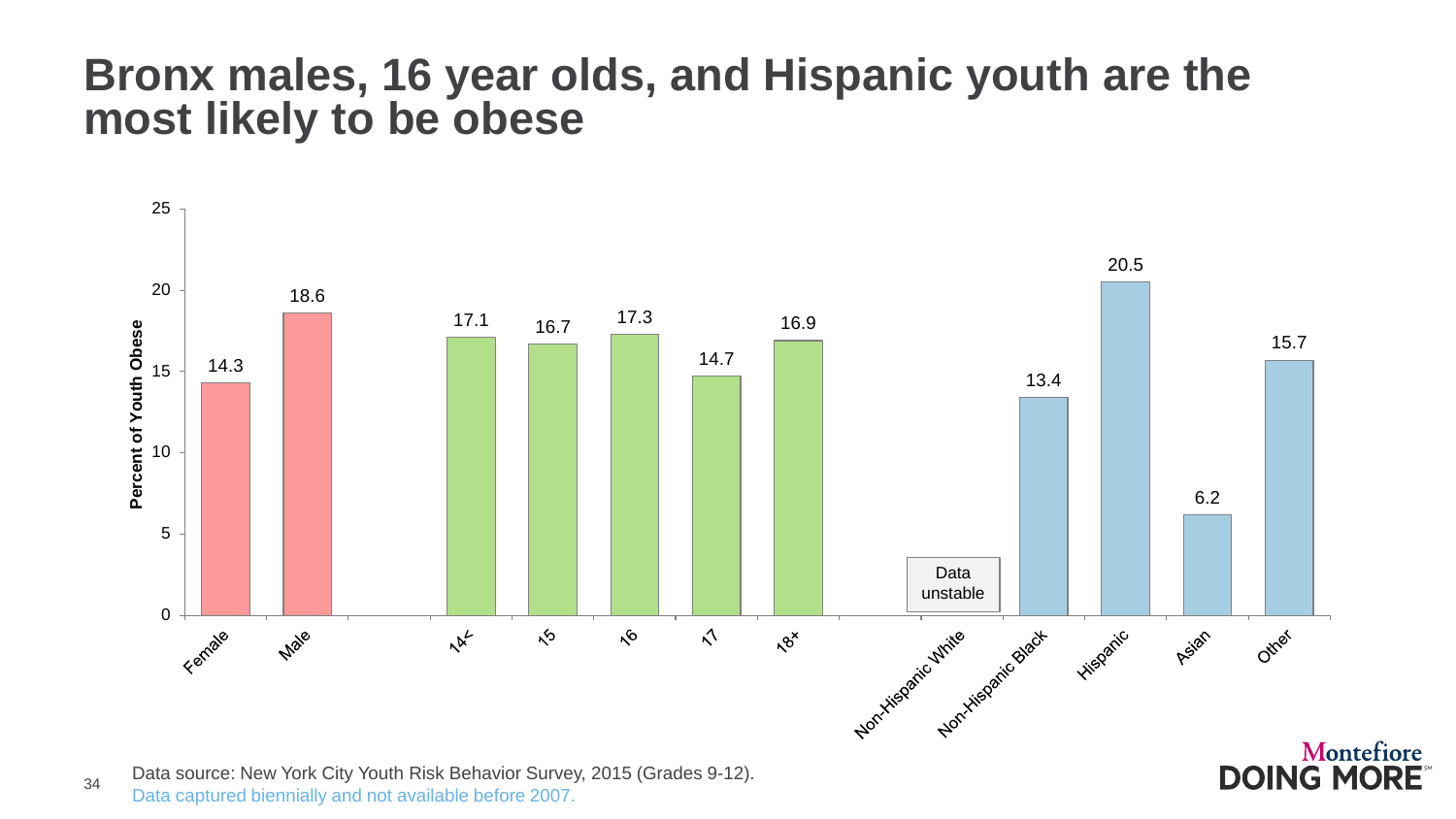# Bronx males, 16 year olds, and Hispanic youth are the most likely to be obese

| Group | Percent of Youth Obese |
| --- | --- |
| Female | 14.3 |
| Male | 18.6 |
| 14< | 17.1 |
| 15 | 16.7 |
| 16 | 17.3 |
| 17 | 14.7 |
| 18+ | 16.9 |
| Non-Hispanic White | Data unstable |
| Non-Hispanic Black | 13.4 |
| Hispanic | 20.5 |
| Asian | 6.2 |
| Other | 15.7 |

Data source: New York City Youth Risk Behavior Survey, 2015 (Grades 9-12).
Data captured biennially and not available before 2007.

Montefiore DOING MORE℠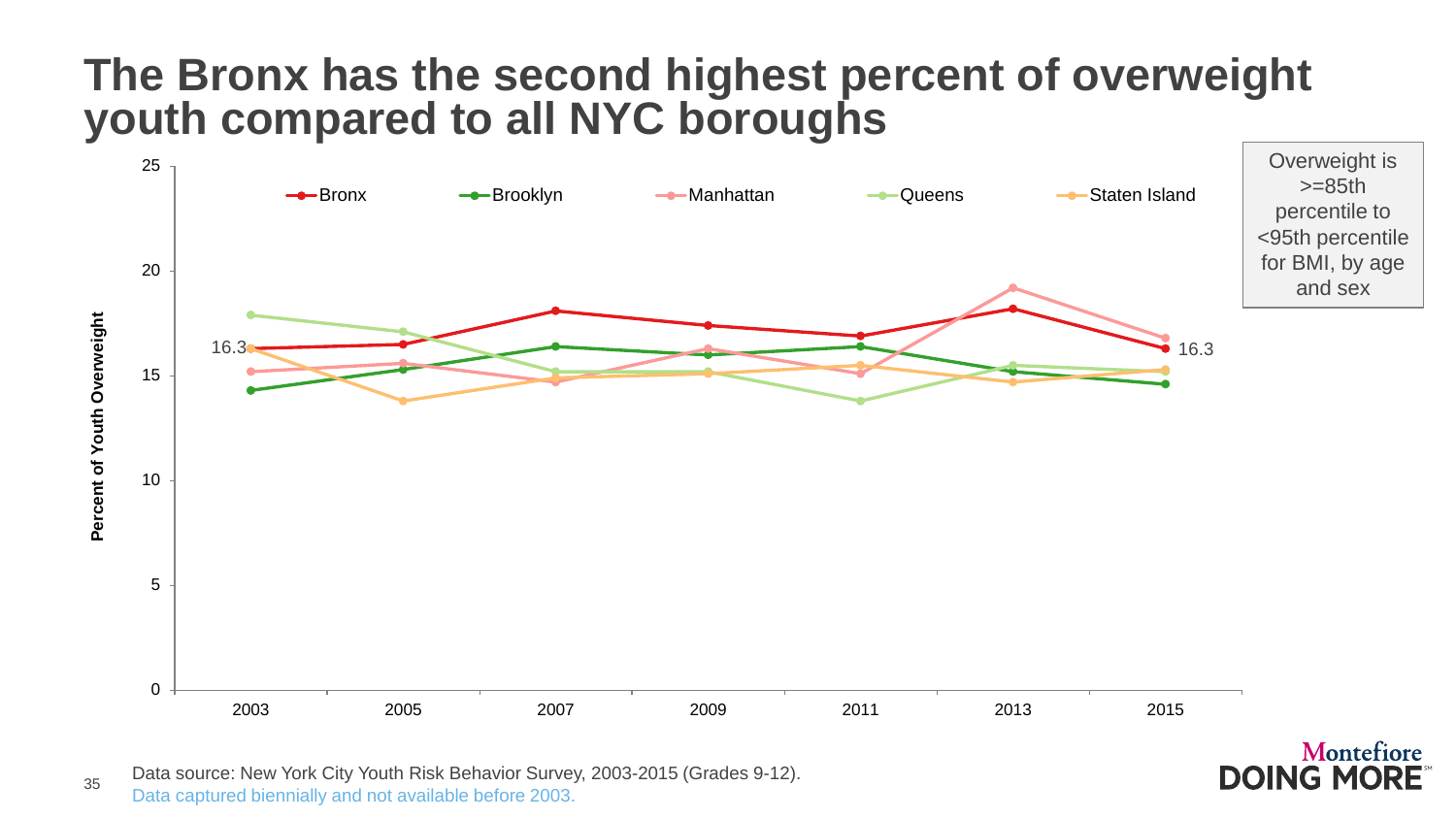# The Bronx has the second highest percent of overweight youth compared to all NYC boroughs

Overweight is >=85th percentile to <95th percentile for BMI, by age and sex

Percent of Youth Overweight

Bronx, Brooklyn, Manhattan, Queens, Staten Island

16.3 | 16.3

2003 2005 2007 2009 2011 2013 2015

Data source: New York City Youth Risk Behavior Survey, 2003-2015 (Grades 9-12).

Data captured biennially and not available before 2003.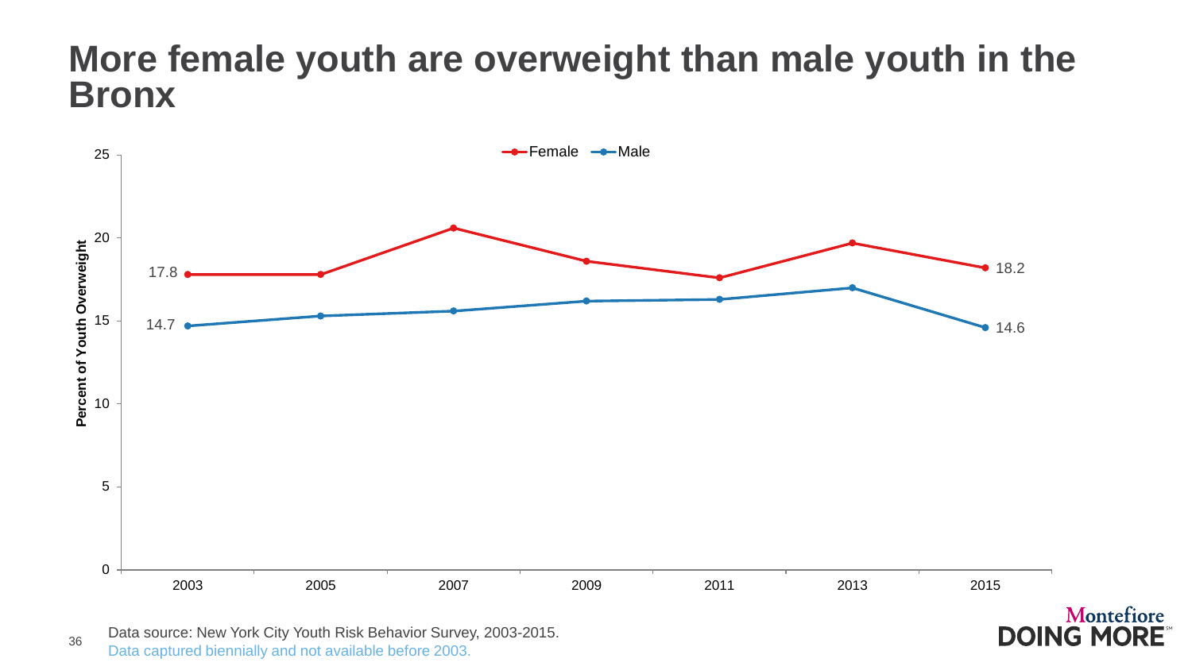# More female youth are overweight than male youth in the Bronx

Data source: New York City Youth Risk Behavior Survey, 2003-2015.
Data captured biennially and not available before 2003.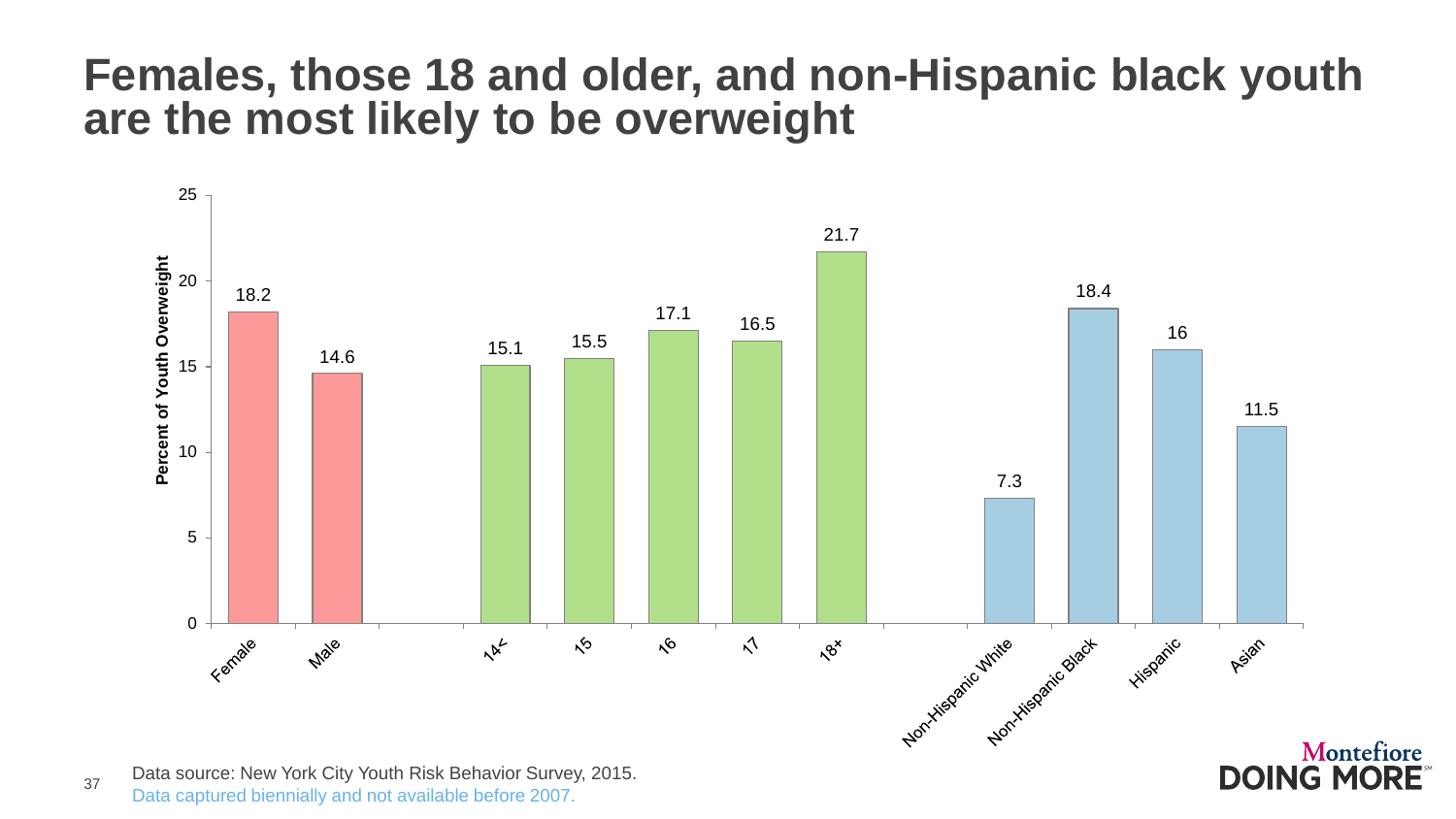# Females, those 18 and older, and non-Hispanic black youth are the most likely to be overweight

| Group | Percent of Youth Overweight |
|---|---|
| Female | 18.2 |
| Male | 14.6 |
| 14< | 15.1 |
| 15 | 15.5 |
| 16 | 17.1 |
| 17 | 16.5 |
| 18+ | 21.7 |
| Non-Hispanic White | 7.3 |
| Non-Hispanic Black | 18.4 |
| Hispanic | 16 |
| Asian | 11.5 |

Data source: New York City Youth Risk Behavior Survey, 2015.
Data captured biennially and not available before 2007.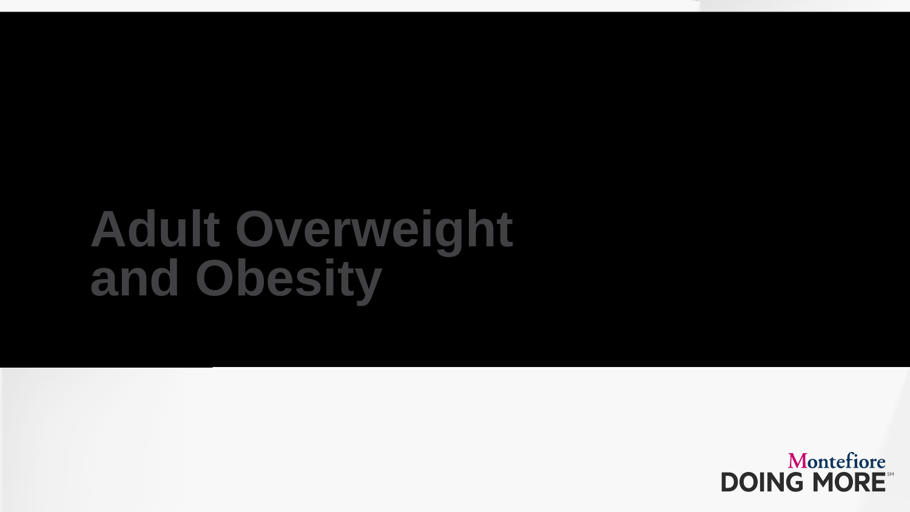# Adult Overweight and Obesity

Montefiore
DOING MORE℠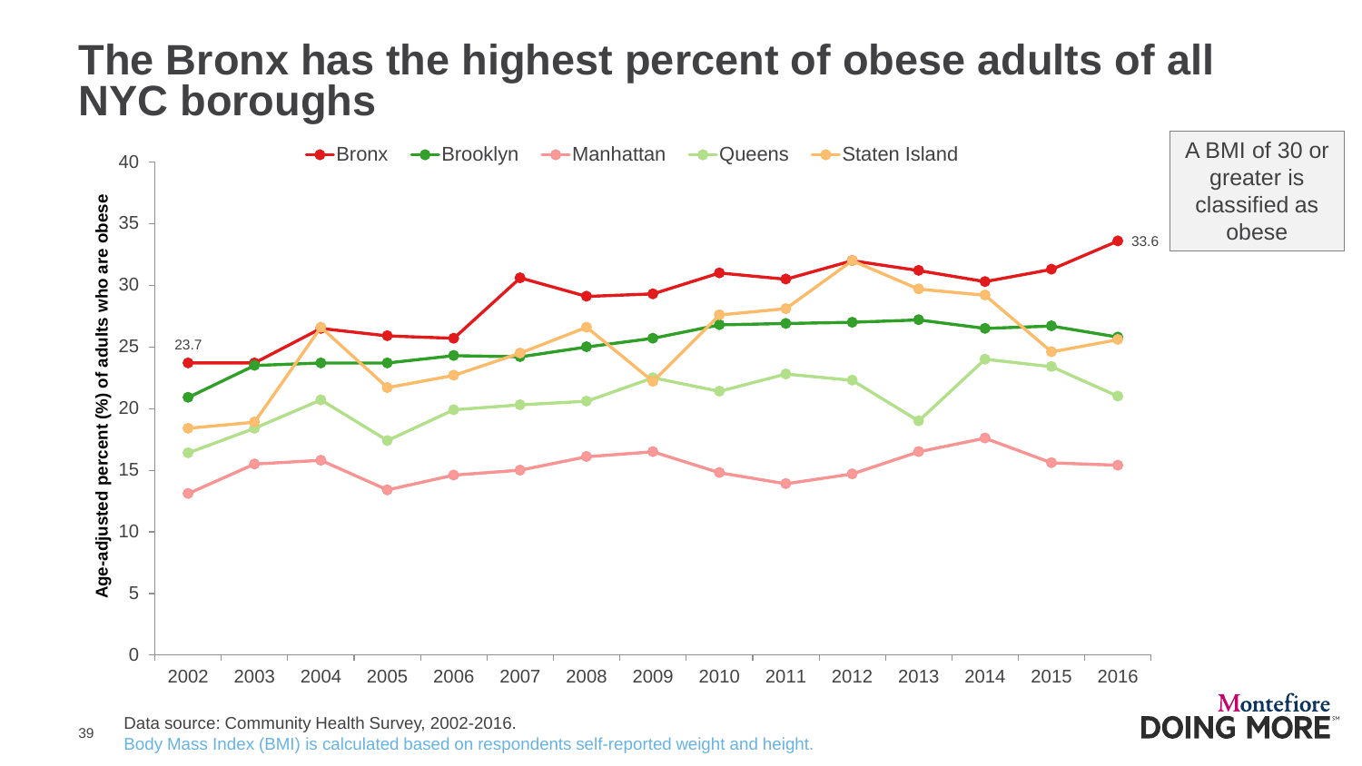# The Bronx has the highest percent of obese adults of all NYC boroughs

A BMI of 30 or greater is classified as obese

Data source: Community Health Survey, 2002-2016.

Body Mass Index (BMI) is calculated based on respondents self-reported weight and height.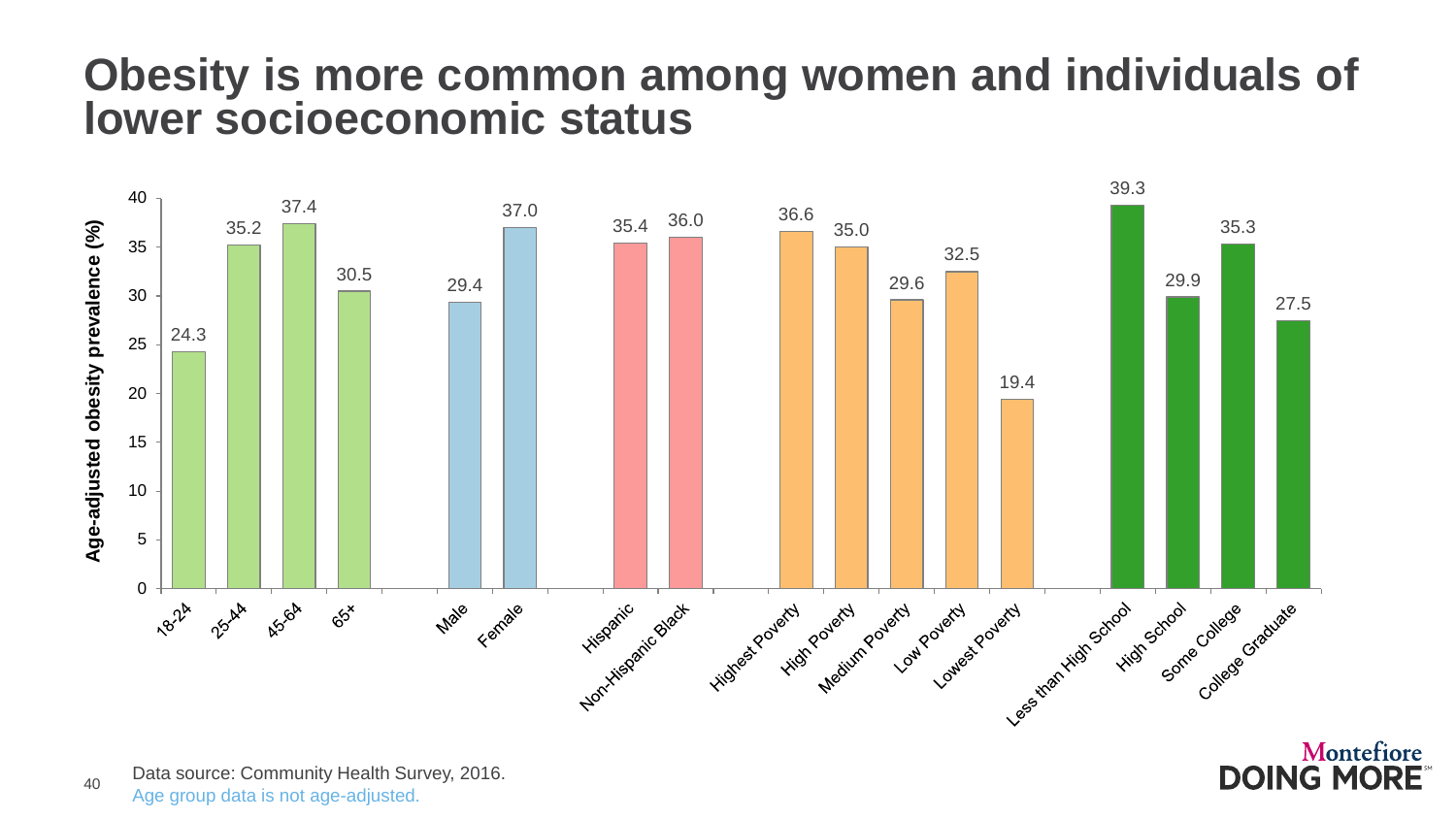# Obesity is more common among women and individuals of lower socioeconomic status

| Group | Category | Age-adjusted obesity prevalence (%) |
|---|---|---|
| Age | 18-24 | 24.3 |
| Age | 25-44 | 35.2 |
| Age | 45-64 | 37.4 |
| Age | 65+ | 30.5 |
| Sex | Male | 29.4 |
| Sex | Female | 37.0 |
| Race/Ethnicity | Hispanic | 35.4 |
| Race/Ethnicity | Non-Hispanic Black | 36.0 |
| Neighborhood Poverty | Highest Poverty | 36.6 |
| Neighborhood Poverty | High Poverty | 35.0 |
| Neighborhood Poverty | Medium Poverty | 29.6 |
| Neighborhood Poverty | Low Poverty | 32.5 |
| Neighborhood Poverty | Lowest Poverty | 19.4 |
| Education | Less than High School | 39.3 |
| Education | High School | 29.9 |
| Education | Some College | 35.3 |
| Education | College Graduate | 27.5 |

Data source: Community Health Survey, 2016.

Age group data is not age-adjusted.

Montefiore DOING MORE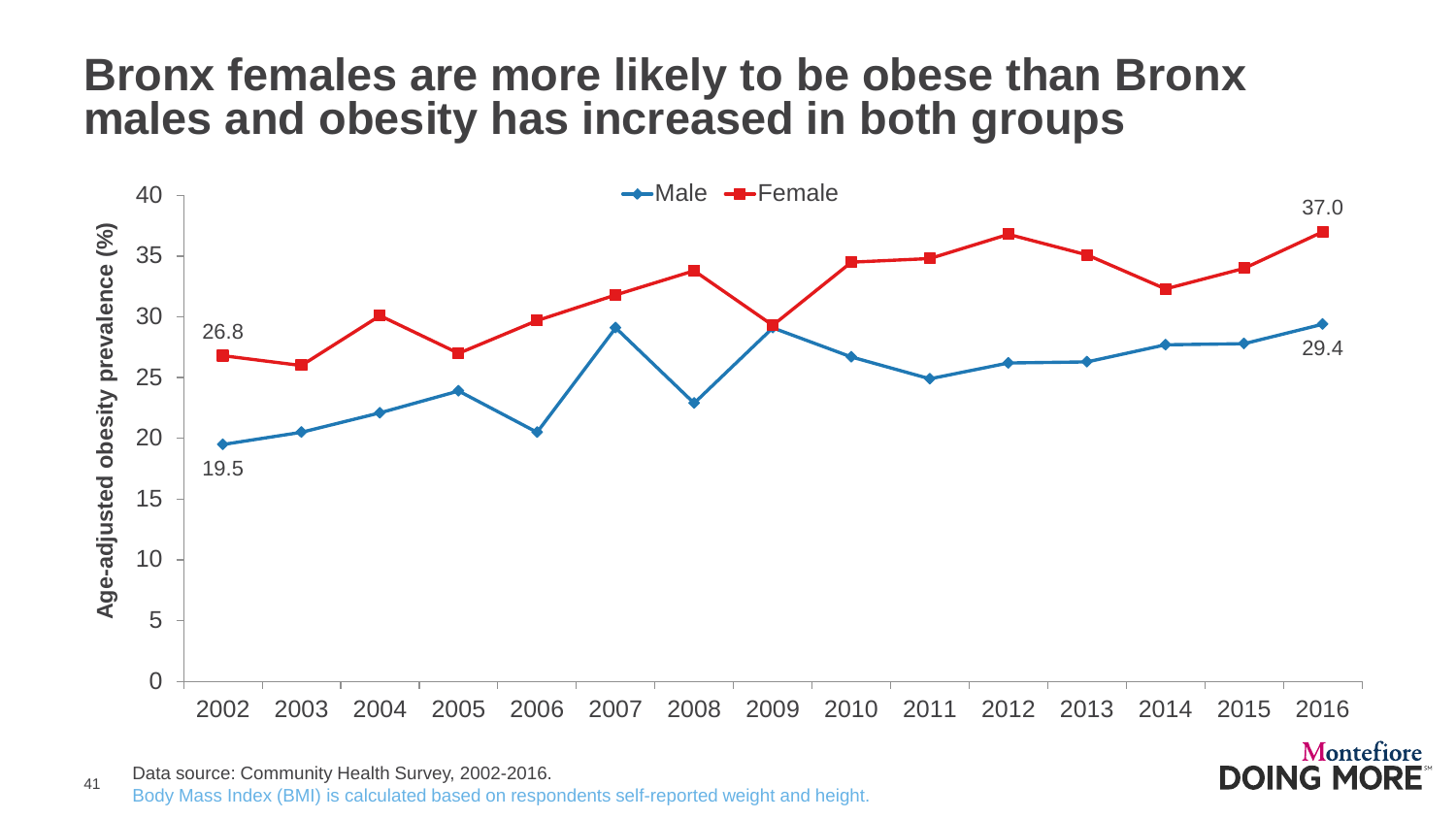# Bronx females are more likely to be obese than Bronx males and obesity has increased in both groups

Data source: Community Health Survey, 2002-2016.

Body Mass Index (BMI) is calculated based on respondents self-reported weight and height.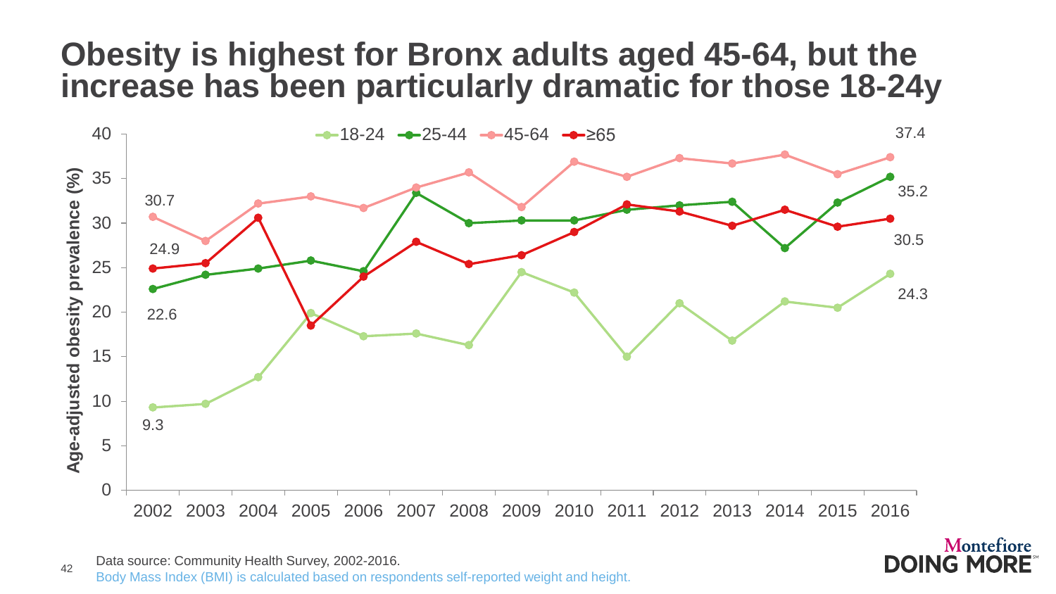# Obesity is highest for Bronx adults aged 45-64, but the increase has been particularly dramatic for those 18-24y

Age-adjusted obesity prevalence (%)

Legend: 18-24, 25-44, 45-64, ≥65

| Age group | 2002 | 2016 |
|---|---|---|
| 18-24 | 9.3 | 24.3 |
| 25-44 | 22.6 | 35.2 |
| 45-64 | 30.7 | 37.4 |
| ≥65 | 24.9 | 30.5 |

Data source: Community Health Survey, 2002-2016.

Body Mass Index (BMI) is calculated based on respondents self-reported weight and height.

Montefiore DOING MORE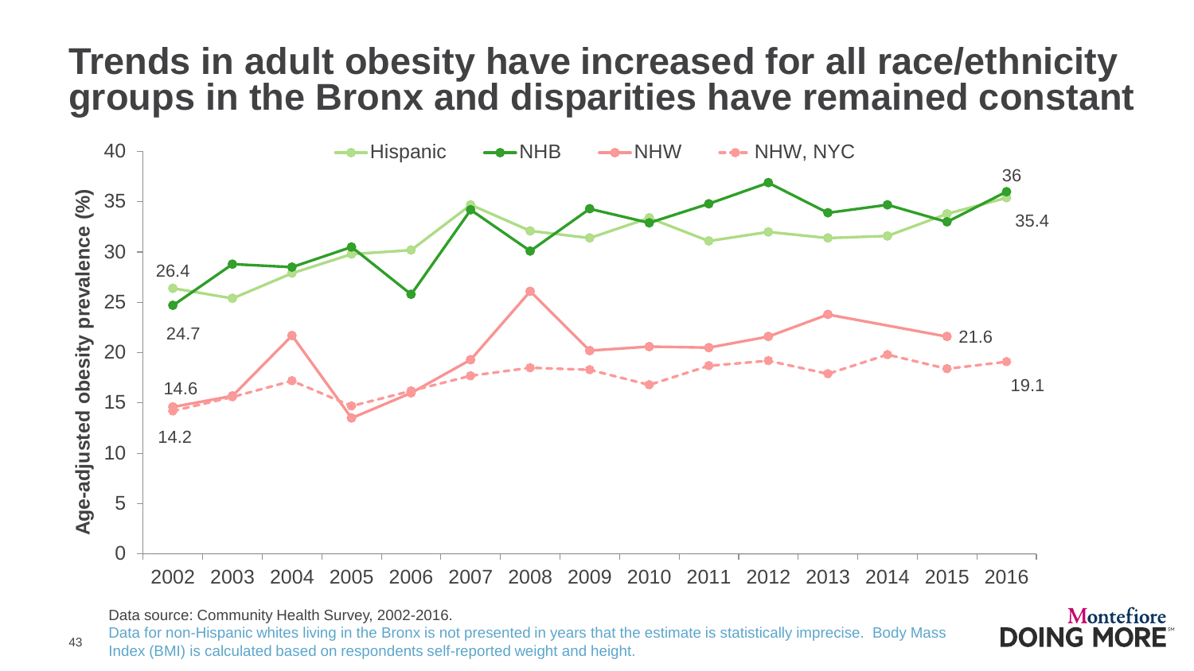# Trends in adult obesity have increased for all race/ethnicity groups in the Bronx and disparities have remained constant

Age-adjusted obesity prevalence (%)

Legend: Hispanic, NHB, NHW, NHW, NYC

Labeled values: 2002 — Hispanic 26.4, NHB 24.7, NHW 14.6, NHW NYC 14.2; 2016 — NHB 36, Hispanic 35.4, NHW NYC 19.1; 2015 — NHW 21.6

Years: 2002 2003 2004 2005 2006 2007 2008 2009 2010 2011 2012 2013 2014 2015 2016

Data source: Community Health Survey, 2002-2016.

Data for non-Hispanic whites living in the Bronx is not presented in years that the estimate is statistically imprecise. Body Mass Index (BMI) is calculated based on respondents self-reported weight and height.

Montefiore DOING MORE℠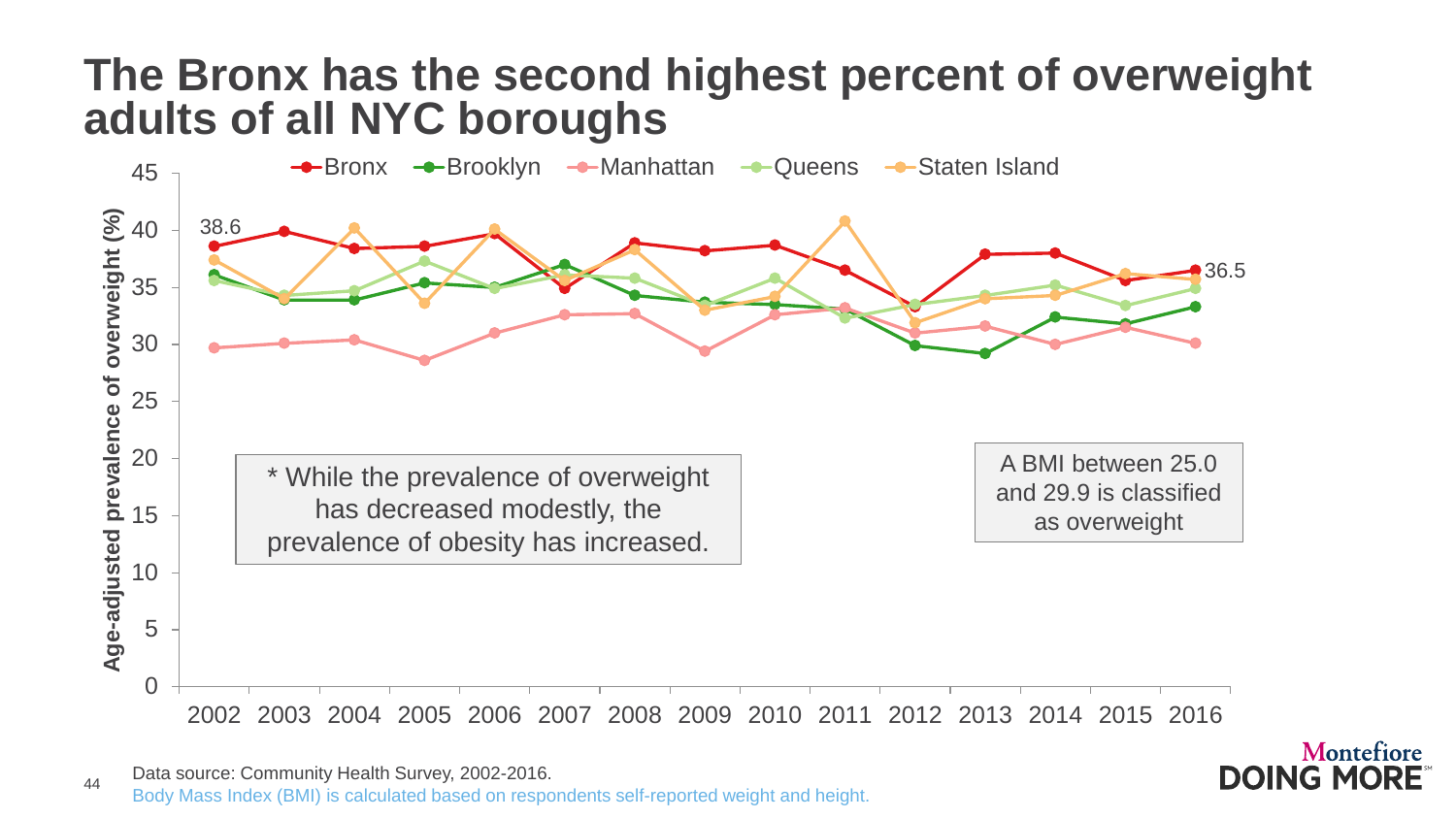# The Bronx has the second highest percent of overweight adults of all NYC boroughs

* While the prevalence of overweight has decreased modestly, the prevalence of obesity has increased.

A BMI between 25.0 and 29.9 is classified as overweight

Data source: Community Health Survey, 2002-2016.

Body Mass Index (BMI) is calculated based on respondents self-reported weight and height.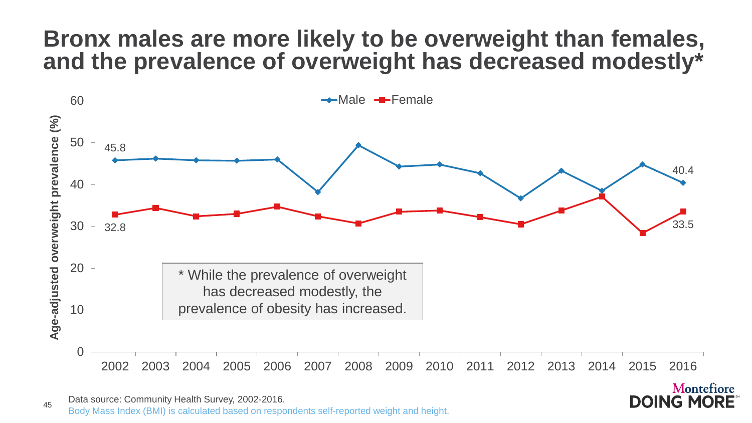# Bronx males are more likely to be overweight than females, and the prevalence of overweight has decreased modestly*

Age-adjusted overweight prevalence (%)

Male — Female

| Year | Male | Female |
|---|---|---|
| 2002 | 45.8 | 32.8 |
| 2016 | 40.4 | 33.5 |

* While the prevalence of overweight has decreased modestly, the prevalence of obesity has increased.

Data source: Community Health Survey, 2002-2016.

Body Mass Index (BMI) is calculated based on respondents self-reported weight and height.

Montefiore DOING MORE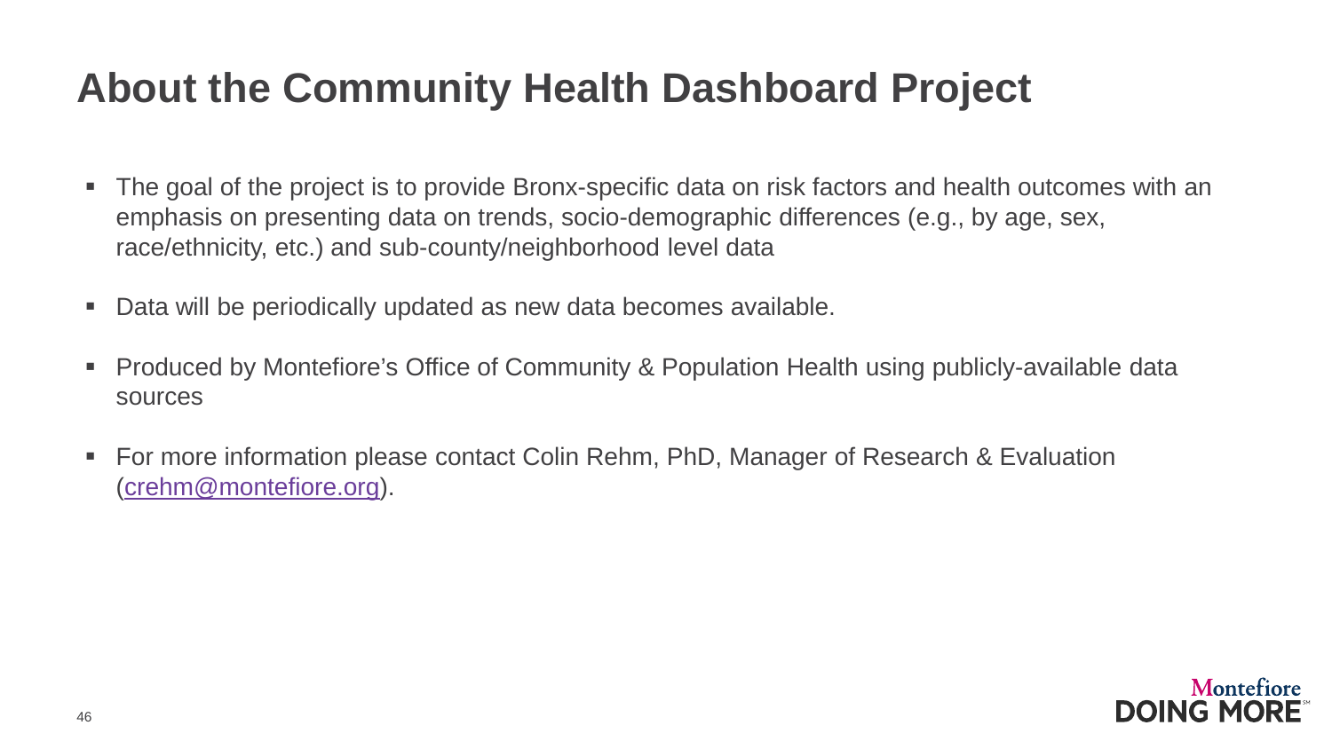# About the Community Health Dashboard Project

- The goal of the project is to provide Bronx-specific data on risk factors and health outcomes with an emphasis on presenting data on trends, socio-demographic differences (e.g., by age, sex, race/ethnicity, etc.) and sub-county/neighborhood level data
- Data will be periodically updated as new data becomes available.
- Produced by Montefiore's Office of Community & Population Health using publicly-available data sources
- For more information please contact Colin Rehm, PhD, Manager of Research & Evaluation (crehm@montefiore.org).

Montefiore
DOING MORE